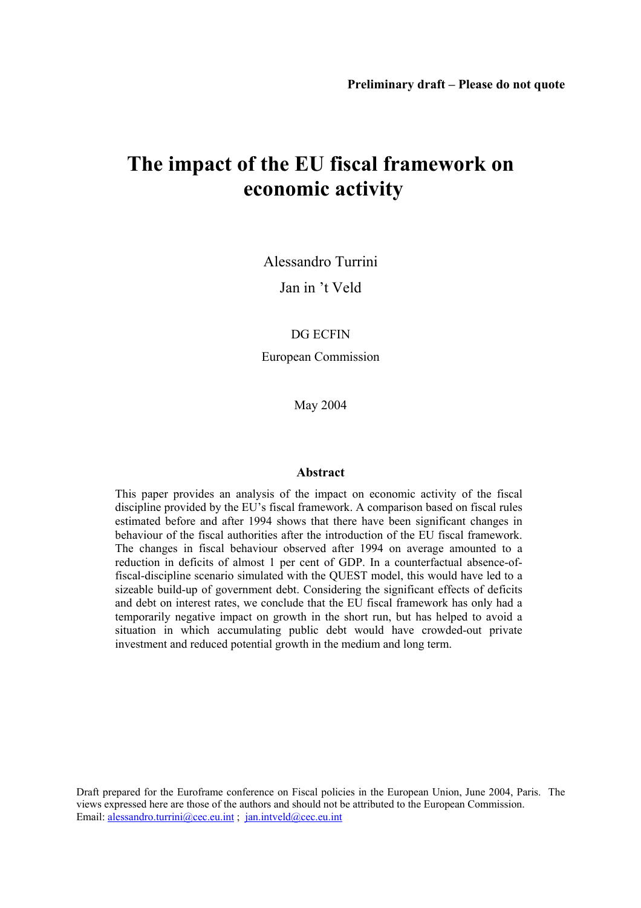**Preliminary draft – Please do not quote**

# The impact of the EU fiscal framework on economic activity

Alessandro Turrini

Jan in 't Veld

DG ECFIN

European Commission

May 2004

### Abstract

This paper provides an analysis of the impact on economic activity of the fiscal discipline provided by the EU's fiscal framework. A comparison based on fiscal rules estimated before and after 1994 shows that there have been significant changes in behaviour of the fiscal authorities after the introduction of the EU fiscal framework. The changes in fiscal behaviour observed after 1994 on average amounted to a reduction in deficits of almost 1 per cent of GDP. In a counterfactual absence-of-fiscal-discipline scenario simulated with the QUEST model, this would have led to a sizeable build-up of government debt. Considering the significant effects of deficits and debt on interest rates, we conclude that the EU fiscal framework has only had a temporarily negative impact on growth in the short run, but has helped to avoid a situation in which accumulating public debt would have crowded-out private investment and reduced potential growth in the medium and long term.

Draft prepared for the Euroframe conference on Fiscal policies in the European Union, June 2004, Paris. The views expressed here are those of the authors and should not be attributed to the European Commission.
Email: alessandro.turrini@cec.eu.int ; jan.intveld@cec.eu.int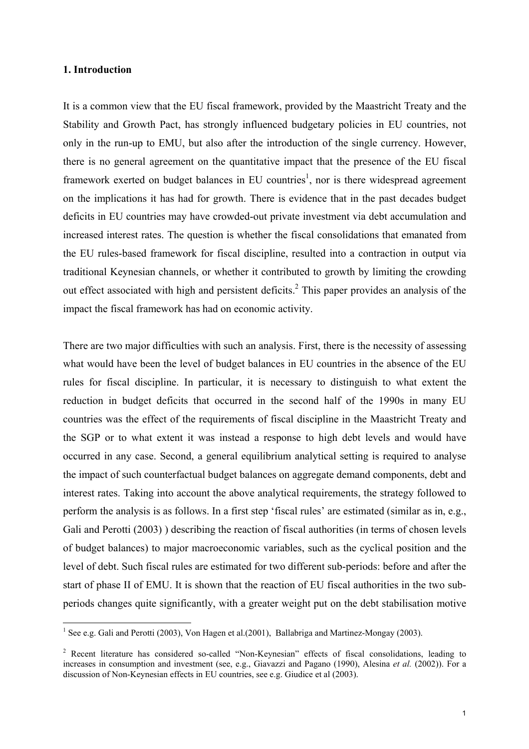## 1. Introduction

It is a common view that the EU fiscal framework, provided by the Maastricht Treaty and the Stability and Growth Pact, has strongly influenced budgetary policies in EU countries, not only in the run-up to EMU, but also after the introduction of the single currency. However, there is no general agreement on the quantitative impact that the presence of the EU fiscal framework exerted on budget balances in EU countries[1], nor is there widespread agreement on the implications it has had for growth. There is evidence that in the past decades budget deficits in EU countries may have crowded-out private investment via debt accumulation and increased interest rates. The question is whether the fiscal consolidations that emanated from the EU rules-based framework for fiscal discipline, resulted into a contraction in output via traditional Keynesian channels, or whether it contributed to growth by limiting the crowding out effect associated with high and persistent deficits.[2] This paper provides an analysis of the impact the fiscal framework has had on economic activity.

There are two major difficulties with such an analysis. First, there is the necessity of assessing what would have been the level of budget balances in EU countries in the absence of the EU rules for fiscal discipline. In particular, it is necessary to distinguish to what extent the reduction in budget deficits that occurred in the second half of the 1990s in many EU countries was the effect of the requirements of fiscal discipline in the Maastricht Treaty and the SGP or to what extent it was instead a response to high debt levels and would have occurred in any case. Second, a general equilibrium analytical setting is required to analyse the impact of such counterfactual budget balances on aggregate demand components, debt and interest rates. Taking into account the above analytical requirements, the strategy followed to perform the analysis is as follows. In a first step 'fiscal rules' are estimated (similar as in, e.g., Gali and Perotti (2003) ) describing the reaction of fiscal authorities (in terms of chosen levels of budget balances) to major macroeconomic variables, such as the cyclical position and the level of debt. Such fiscal rules are estimated for two different sub-periods: before and after the start of phase II of EMU. It is shown that the reaction of EU fiscal authorities in the two sub-periods changes quite significantly, with a greater weight put on the debt stabilisation motive

[1] See e.g. Gali and Perotti (2003), Von Hagen et al.(2001), Ballabriga and Martinez-Mongay (2003).

[2] Recent literature has considered so-called "Non-Keynesian" effects of fiscal consolidations, leading to increases in consumption and investment (see, e.g., Giavazzi and Pagano (1990), Alesina *et al.* (2002)). For a discussion of Non-Keynesian effects in EU countries, see e.g. Giudice et al (2003).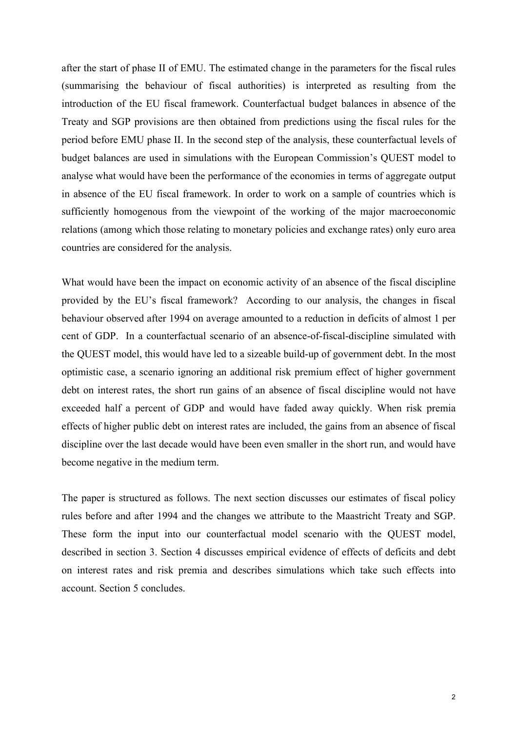after the start of phase II of EMU. The estimated change in the parameters for the fiscal rules (summarising the behaviour of fiscal authorities) is interpreted as resulting from the introduction of the EU fiscal framework. Counterfactual budget balances in absence of the Treaty and SGP provisions are then obtained from predictions using the fiscal rules for the period before EMU phase II. In the second step of the analysis, these counterfactual levels of budget balances are used in simulations with the European Commission's QUEST model to analyse what would have been the performance of the economies in terms of aggregate output in absence of the EU fiscal framework. In order to work on a sample of countries which is sufficiently homogenous from the viewpoint of the working of the major macroeconomic relations (among which those relating to monetary policies and exchange rates) only euro area countries are considered for the analysis.

What would have been the impact on economic activity of an absence of the fiscal discipline provided by the EU's fiscal framework? According to our analysis, the changes in fiscal behaviour observed after 1994 on average amounted to a reduction in deficits of almost 1 per cent of GDP. In a counterfactual scenario of an absence-of-fiscal-discipline simulated with the QUEST model, this would have led to a sizeable build-up of government debt. In the most optimistic case, a scenario ignoring an additional risk premium effect of higher government debt on interest rates, the short run gains of an absence of fiscal discipline would not have exceeded half a percent of GDP and would have faded away quickly. When risk premia effects of higher public debt on interest rates are included, the gains from an absence of fiscal discipline over the last decade would have been even smaller in the short run, and would have become negative in the medium term.

The paper is structured as follows. The next section discusses our estimates of fiscal policy rules before and after 1994 and the changes we attribute to the Maastricht Treaty and SGP. These form the input into our counterfactual model scenario with the QUEST model, described in section 3. Section 4 discusses empirical evidence of effects of deficits and debt on interest rates and risk premia and describes simulations which take such effects into account. Section 5 concludes.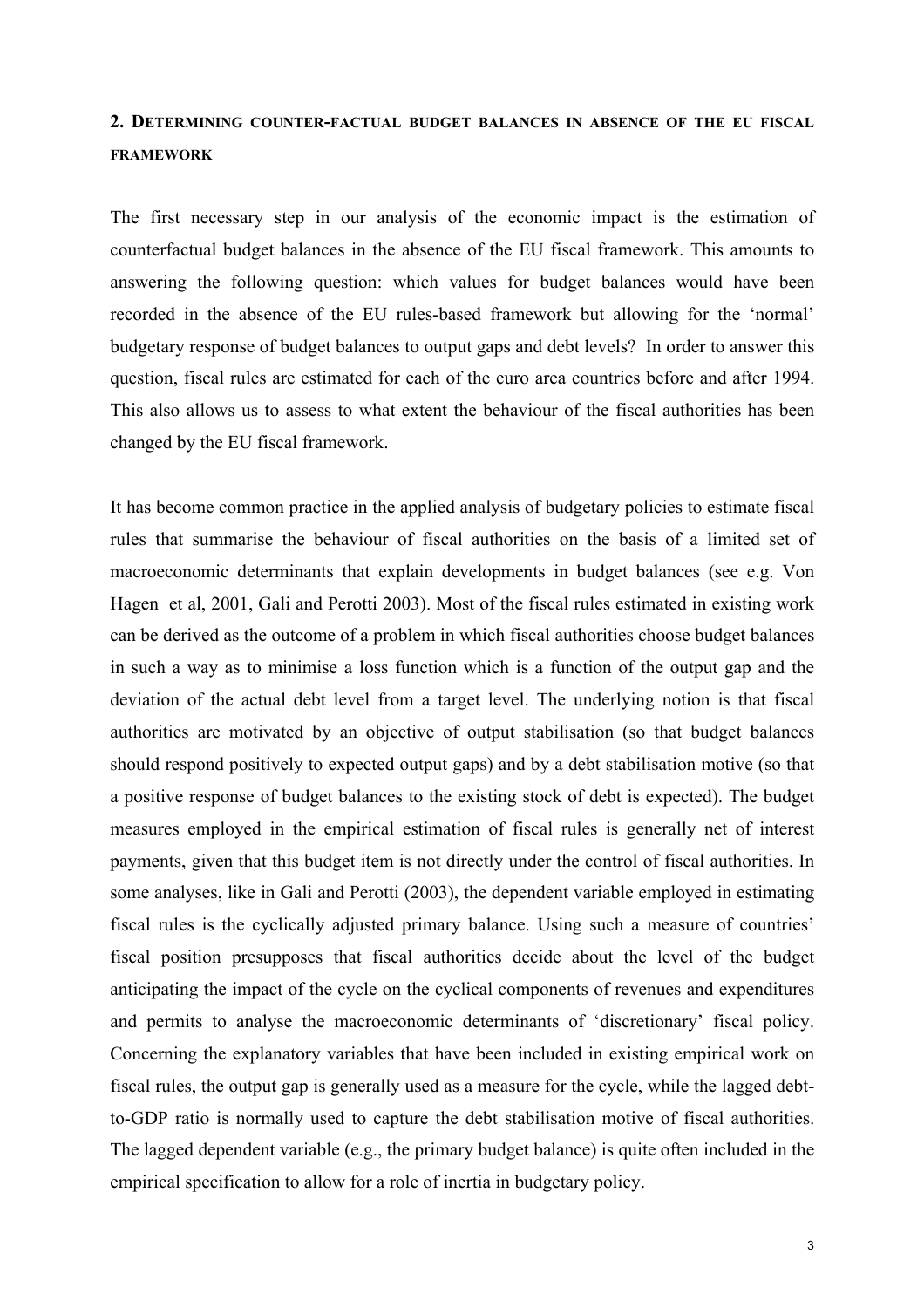## 2. Determining counter-factual budget balances in absence of the EU fiscal framework

The first necessary step in our analysis of the economic impact is the estimation of counterfactual budget balances in the absence of the EU fiscal framework. This amounts to answering the following question: which values for budget balances would have been recorded in the absence of the EU rules-based framework but allowing for the 'normal' budgetary response of budget balances to output gaps and debt levels? In order to answer this question, fiscal rules are estimated for each of the euro area countries before and after 1994. This also allows us to assess to what extent the behaviour of the fiscal authorities has been changed by the EU fiscal framework.

It has become common practice in the applied analysis of budgetary policies to estimate fiscal rules that summarise the behaviour of fiscal authorities on the basis of a limited set of macroeconomic determinants that explain developments in budget balances (see e.g. Von Hagen et al, 2001, Gali and Perotti 2003). Most of the fiscal rules estimated in existing work can be derived as the outcome of a problem in which fiscal authorities choose budget balances in such a way as to minimise a loss function which is a function of the output gap and the deviation of the actual debt level from a target level. The underlying notion is that fiscal authorities are motivated by an objective of output stabilisation (so that budget balances should respond positively to expected output gaps) and by a debt stabilisation motive (so that a positive response of budget balances to the existing stock of debt is expected). The budget measures employed in the empirical estimation of fiscal rules is generally net of interest payments, given that this budget item is not directly under the control of fiscal authorities. In some analyses, like in Gali and Perotti (2003), the dependent variable employed in estimating fiscal rules is the cyclically adjusted primary balance. Using such a measure of countries' fiscal position presupposes that fiscal authorities decide about the level of the budget anticipating the impact of the cycle on the cyclical components of revenues and expenditures and permits to analyse the macroeconomic determinants of 'discretionary' fiscal policy. Concerning the explanatory variables that have been included in existing empirical work on fiscal rules, the output gap is generally used as a measure for the cycle, while the lagged debt-to-GDP ratio is normally used to capture the debt stabilisation motive of fiscal authorities. The lagged dependent variable (e.g., the primary budget balance) is quite often included in the empirical specification to allow for a role of inertia in budgetary policy.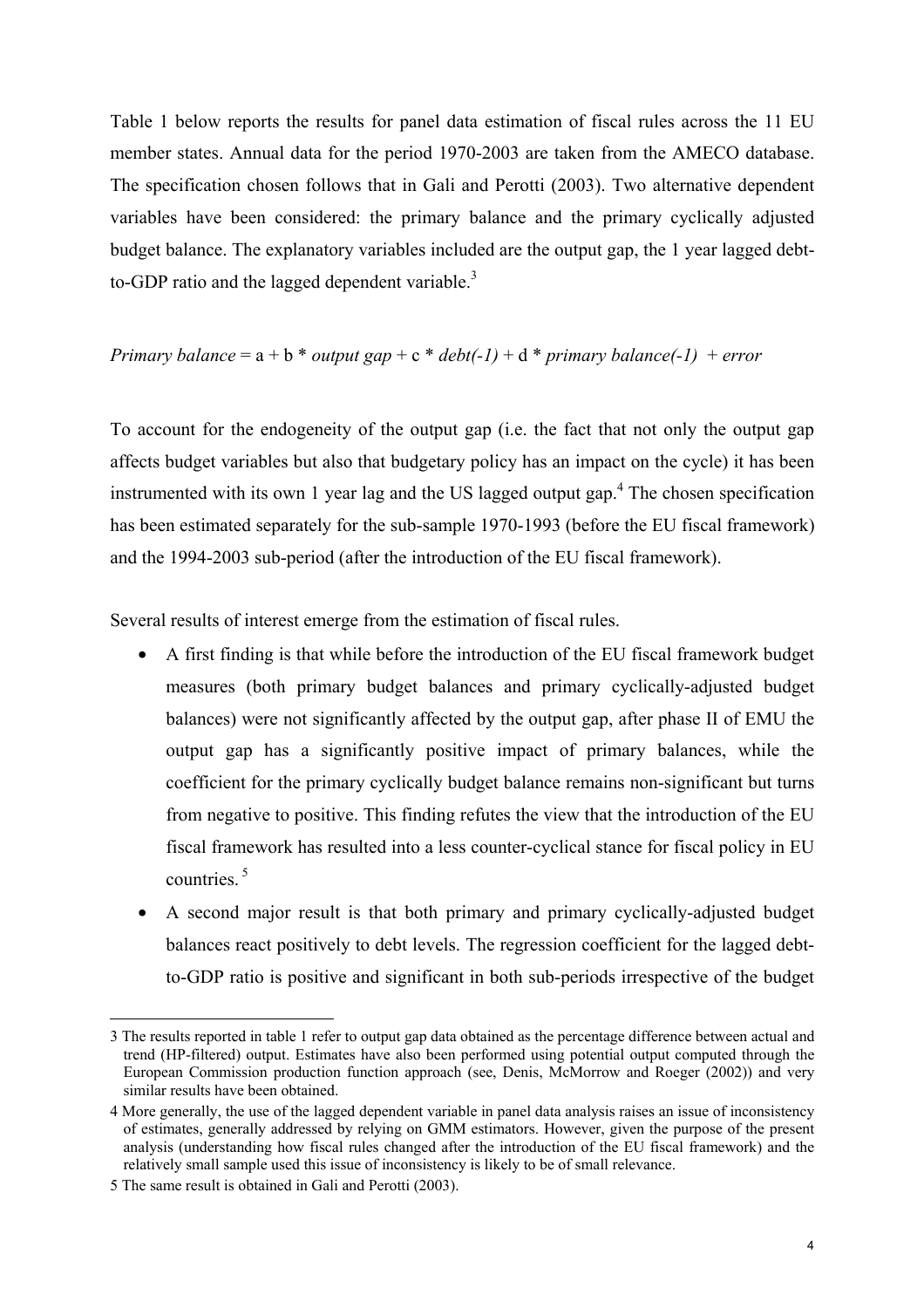Table 1 below reports the results for panel data estimation of fiscal rules across the 11 EU member states. Annual data for the period 1970-2003 are taken from the AMECO database. The specification chosen follows that in Gali and Perotti (2003). Two alternative dependent variables have been considered: the primary balance and the primary cyclically adjusted budget balance. The explanatory variables included are the output gap, the 1 year lagged debt-to-GDP ratio and the lagged dependent variable.[3]

*Primary balance* = a + b \* *output gap* + c \* *debt(-1)* + d \* *primary balance(-1)* + *error*

To account for the endogeneity of the output gap (i.e. the fact that not only the output gap affects budget variables but also that budgetary policy has an impact on the cycle) it has been instrumented with its own 1 year lag and the US lagged output gap.[4] The chosen specification has been estimated separately for the sub-sample 1970-1993 (before the EU fiscal framework) and the 1994-2003 sub-period (after the introduction of the EU fiscal framework).

Several results of interest emerge from the estimation of fiscal rules.

- A first finding is that while before the introduction of the EU fiscal framework budget measures (both primary budget balances and primary cyclically-adjusted budget balances) were not significantly affected by the output gap, after phase II of EMU the output gap has a significantly positive impact of primary balances, while the coefficient for the primary cyclically budget balance remains non-significant but turns from negative to positive. This finding refutes the view that the introduction of the EU fiscal framework has resulted into a less counter-cyclical stance for fiscal policy in EU countries. [5]
- A second major result is that both primary and primary cyclically-adjusted budget balances react positively to debt levels. The regression coefficient for the lagged debt-to-GDP ratio is positive and significant in both sub-periods irrespective of the budget

---

3 The results reported in table 1 refer to output gap data obtained as the percentage difference between actual and trend (HP-filtered) output. Estimates have also been performed using potential output computed through the European Commission production function approach (see, Denis, McMorrow and Roeger (2002)) and very similar results have been obtained.

4 More generally, the use of the lagged dependent variable in panel data analysis raises an issue of inconsistency of estimates, generally addressed by relying on GMM estimators. However, given the purpose of the present analysis (understanding how fiscal rules changed after the introduction of the EU fiscal framework) and the relatively small sample used this issue of inconsistency is likely to be of small relevance.

5 The same result is obtained in Gali and Perotti (2003).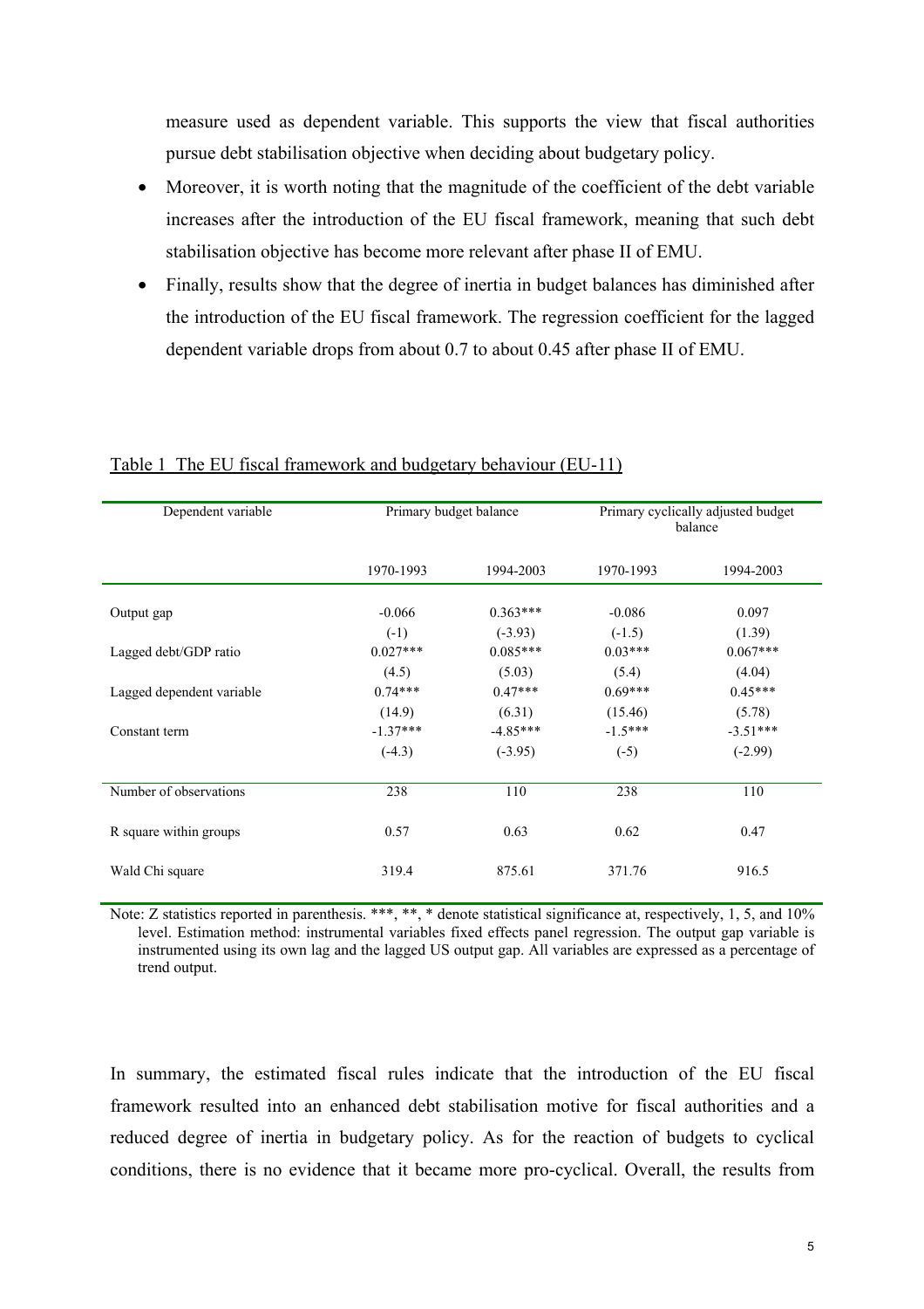measure used as dependent variable. This supports the view that fiscal authorities pursue debt stabilisation objective when deciding about budgetary policy.

- Moreover, it is worth noting that the magnitude of the coefficient of the debt variable increases after the introduction of the EU fiscal framework, meaning that such debt stabilisation objective has become more relevant after phase II of EMU.
- Finally, results show that the degree of inertia in budget balances has diminished after the introduction of the EU fiscal framework. The regression coefficient for the lagged dependent variable drops from about 0.7 to about 0.45 after phase II of EMU.

Table 1 The EU fiscal framework and budgetary behaviour (EU-11)

| Dependent variable | Primary budget balance | | Primary cyclically adjusted budget balance | |
|---|---|---|---|---|
| | 1970-1993 | 1994-2003 | 1970-1993 | 1994-2003 |
| Output gap | -0.066 | 0.363*** | -0.086 | 0.097 |
| | (-1) | (-3.93) | (-1.5) | (1.39) |
| Lagged debt/GDP ratio | 0.027*** | 0.085*** | 0.03*** | 0.067*** |
| | (4.5) | (5.03) | (5.4) | (4.04) |
| Lagged dependent variable | 0.74*** | 0.47*** | 0.69*** | 0.45*** |
| | (14.9) | (6.31) | (15.46) | (5.78) |
| Constant term | -1.37*** | -4.85*** | -1.5*** | -3.51*** |
| | (-4.3) | (-3.95) | (-5) | (-2.99) |
| Number of observations | 238 | 110 | 238 | 110 |
| R square within groups | 0.57 | 0.63 | 0.62 | 0.47 |
| Wald Chi square | 319.4 | 875.61 | 371.76 | 916.5 |

Note: Z statistics reported in parenthesis. ***, **, * denote statistical significance at, respectively, 1, 5, and 10% level. Estimation method: instrumental variables fixed effects panel regression. The output gap variable is instrumented using its own lag and the lagged US output gap. All variables are expressed as a percentage of trend output.

In summary, the estimated fiscal rules indicate that the introduction of the EU fiscal framework resulted into an enhanced debt stabilisation motive for fiscal authorities and a reduced degree of inertia in budgetary policy. As for the reaction of budgets to cyclical conditions, there is no evidence that it became more pro-cyclical. Overall, the results from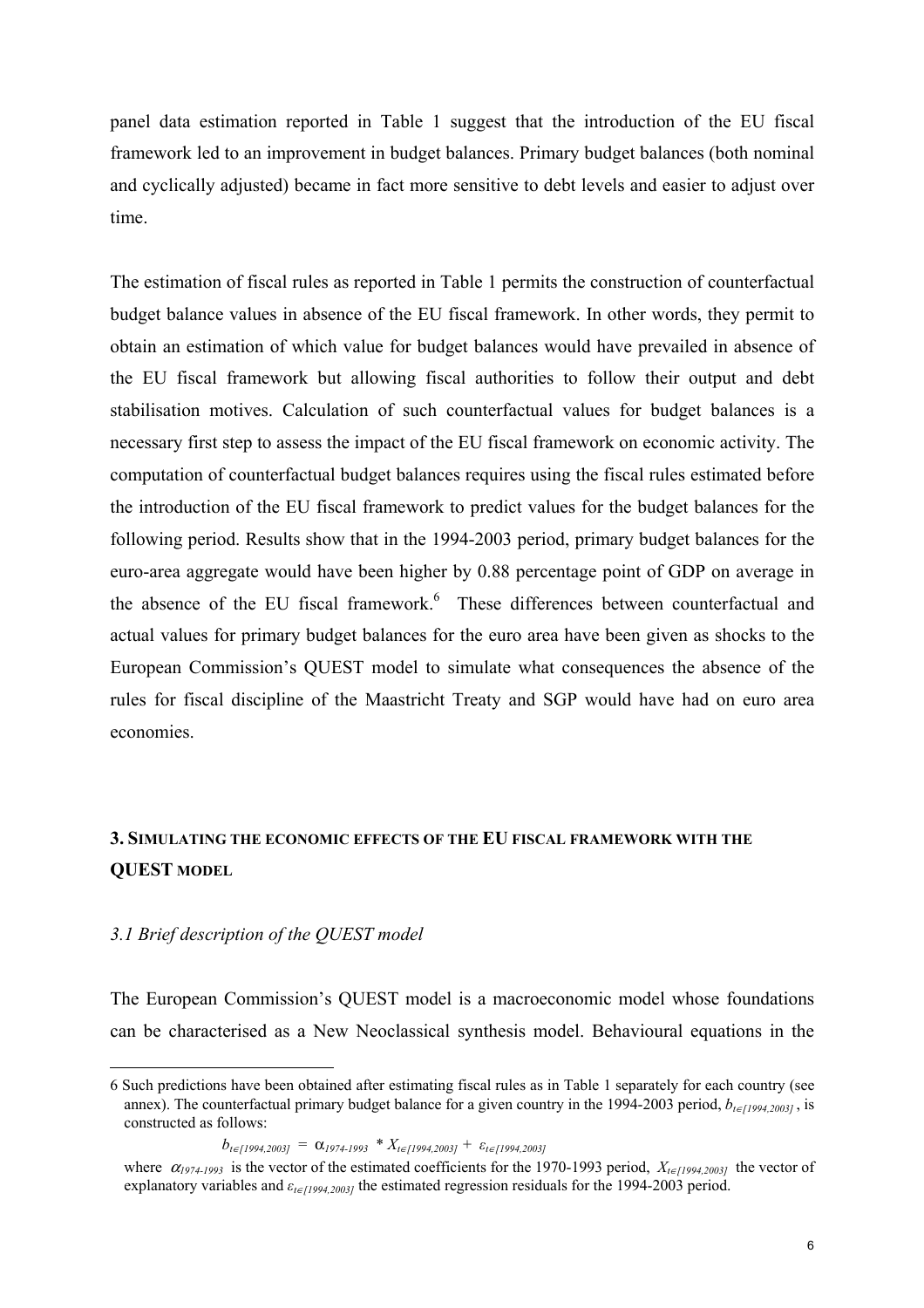panel data estimation reported in Table 1 suggest that the introduction of the EU fiscal framework led to an improvement in budget balances. Primary budget balances (both nominal and cyclically adjusted) became in fact more sensitive to debt levels and easier to adjust over time.

The estimation of fiscal rules as reported in Table 1 permits the construction of counterfactual budget balance values in absence of the EU fiscal framework. In other words, they permit to obtain an estimation of which value for budget balances would have prevailed in absence of the EU fiscal framework but allowing fiscal authorities to follow their output and debt stabilisation motives. Calculation of such counterfactual values for budget balances is a necessary first step to assess the impact of the EU fiscal framework on economic activity. The computation of counterfactual budget balances requires using the fiscal rules estimated before the introduction of the EU fiscal framework to predict values for the budget balances for the following period. Results show that in the 1994-2003 period, primary budget balances for the euro-area aggregate would have been higher by 0.88 percentage point of GDP on average in the absence of the EU fiscal framework.[6] These differences between counterfactual and actual values for primary budget balances for the euro area have been given as shocks to the European Commission's QUEST model to simulate what consequences the absence of the rules for fiscal discipline of the Maastricht Treaty and SGP would have had on euro area economies.

## 3. Simulating the economic effects of the EU fiscal framework with the QUEST model

### *3.1 Brief description of the QUEST model*

The European Commission's QUEST model is a macroeconomic model whose foundations can be characterised as a New Neoclassical synthesis model. Behavioural equations in the

---

6 Such predictions have been obtained after estimating fiscal rules as in Table 1 separately for each country (see annex). The counterfactual primary budget balance for a given country in the 1994-2003 period, $b_{t\in[1994,2003]}$, is constructed as follows:

$$b_{t\in[1994,2003]} = \alpha_{1974\text{-}1993} * X_{t\in[1994,2003]} + \varepsilon_{t\in[1994,2003]}$$

where $\alpha_{1974\text{-}1993}$ is the vector of the estimated coefficients for the 1970-1993 period, $X_{t\in[1994,2003]}$ the vector of explanatory variables and $\varepsilon_{t\in[1994,2003]}$ the estimated regression residuals for the 1994-2003 period.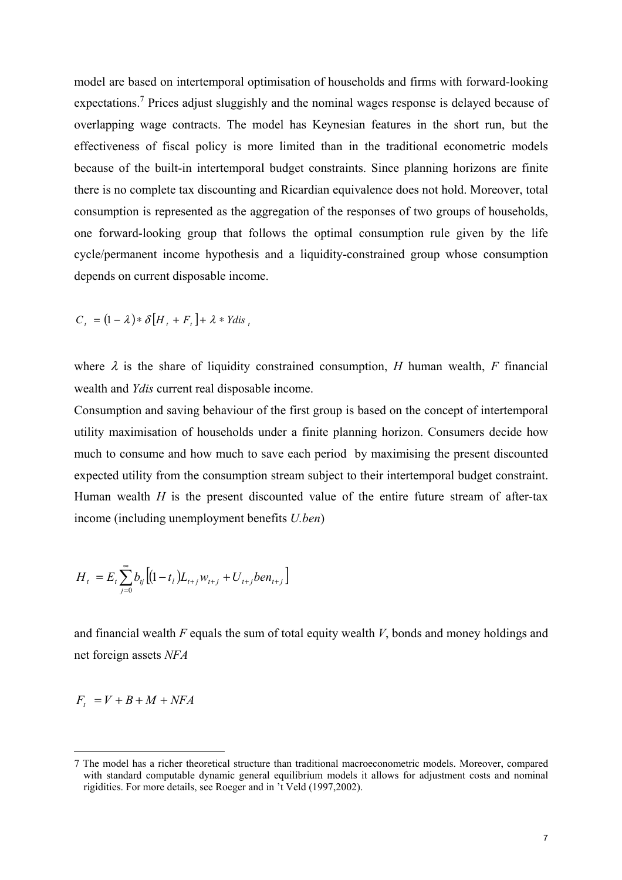model are based on intertemporal optimisation of households and firms with forward-looking expectations.[7] Prices adjust sluggishly and the nominal wages response is delayed because of overlapping wage contracts. The model has Keynesian features in the short run, but the effectiveness of fiscal policy is more limited than in the traditional econometric models because of the built-in intertemporal budget constraints. Since planning horizons are finite there is no complete tax discounting and Ricardian equivalence does not hold. Moreover, total consumption is represented as the aggregation of the responses of two groups of households, one forward-looking group that follows the optimal consumption rule given by the life cycle/permanent income hypothesis and a liquidity-constrained group whose consumption depends on current disposable income.

$$C_t = (1-\lambda) * \delta[H_t + F_t] + \lambda * Ydis_t$$

where $\lambda$ is the share of liquidity constrained consumption, $H$ human wealth, $F$ financial wealth and *Ydis* current real disposable income.

Consumption and saving behaviour of the first group is based on the concept of intertemporal utility maximisation of households under a finite planning horizon. Consumers decide how much to consume and how much to save each period by maximising the present discounted expected utility from the consumption stream subject to their intertemporal budget constraint. Human wealth $H$ is the present discounted value of the entire future stream of after-tax income (including unemployment benefits *U.ben*)

$$H_t = E_t \sum_{j=0}^{\infty} b_{tj} \left[ (1-t_l) L_{t+j} w_{t+j} + U_{t+j} ben_{t+j} \right]$$

and financial wealth $F$ equals the sum of total equity wealth $V$, bonds and money holdings and net foreign assets $NFA$

$$F_t = V + B + M + NFA$$

7 The model has a richer theoretical structure than traditional macroeconometric models. Moreover, compared with standard computable dynamic general equilibrium models it allows for adjustment costs and nominal rigidities. For more details, see Roeger and in 't Veld (1997,2002).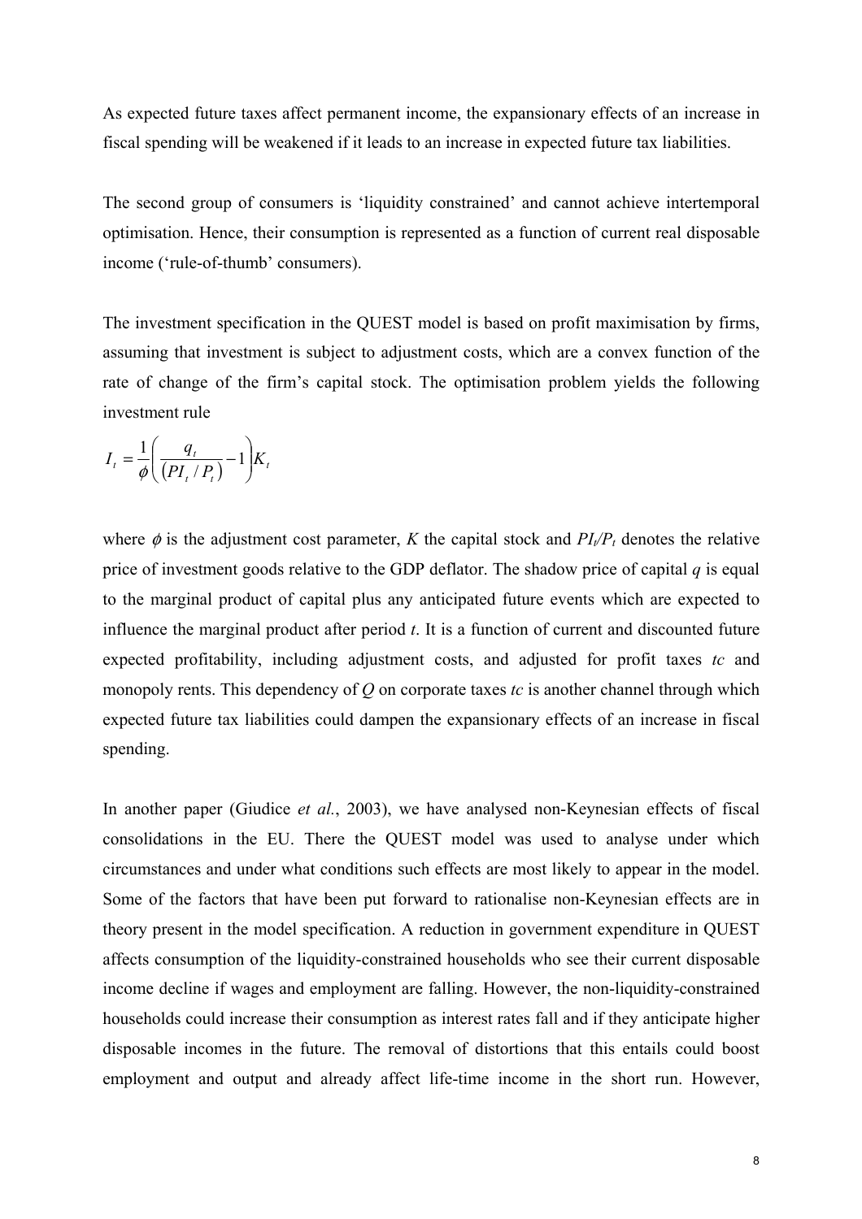As expected future taxes affect permanent income, the expansionary effects of an increase in fiscal spending will be weakened if it leads to an increase in expected future tax liabilities.

The second group of consumers is 'liquidity constrained' and cannot achieve intertemporal optimisation. Hence, their consumption is represented as a function of current real disposable income ('rule-of-thumb' consumers).

The investment specification in the QUEST model is based on profit maximisation by firms, assuming that investment is subject to adjustment costs, which are a convex function of the rate of change of the firm's capital stock. The optimisation problem yields the following investment rule

$$I_t = \frac{1}{\phi}\left(\frac{q_t}{\left(PI_t / P_t\right)} - 1\right)K_t$$

where $\phi$ is the adjustment cost parameter, $K$ the capital stock and $PI_t/P_t$ denotes the relative price of investment goods relative to the GDP deflator. The shadow price of capital $q$ is equal to the marginal product of capital plus any anticipated future events which are expected to influence the marginal product after period $t$. It is a function of current and discounted future expected profitability, including adjustment costs, and adjusted for profit taxes $tc$ and monopoly rents. This dependency of $Q$ on corporate taxes $tc$ is another channel through which expected future tax liabilities could dampen the expansionary effects of an increase in fiscal spending.

In another paper (Giudice *et al.*, 2003), we have analysed non-Keynesian effects of fiscal consolidations in the EU. There the QUEST model was used to analyse under which circumstances and under what conditions such effects are most likely to appear in the model. Some of the factors that have been put forward to rationalise non-Keynesian effects are in theory present in the model specification. A reduction in government expenditure in QUEST affects consumption of the liquidity-constrained households who see their current disposable income decline if wages and employment are falling. However, the non-liquidity-constrained households could increase their consumption as interest rates fall and if they anticipate higher disposable incomes in the future. The removal of distortions that this entails could boost employment and output and already affect life-time income in the short run. However,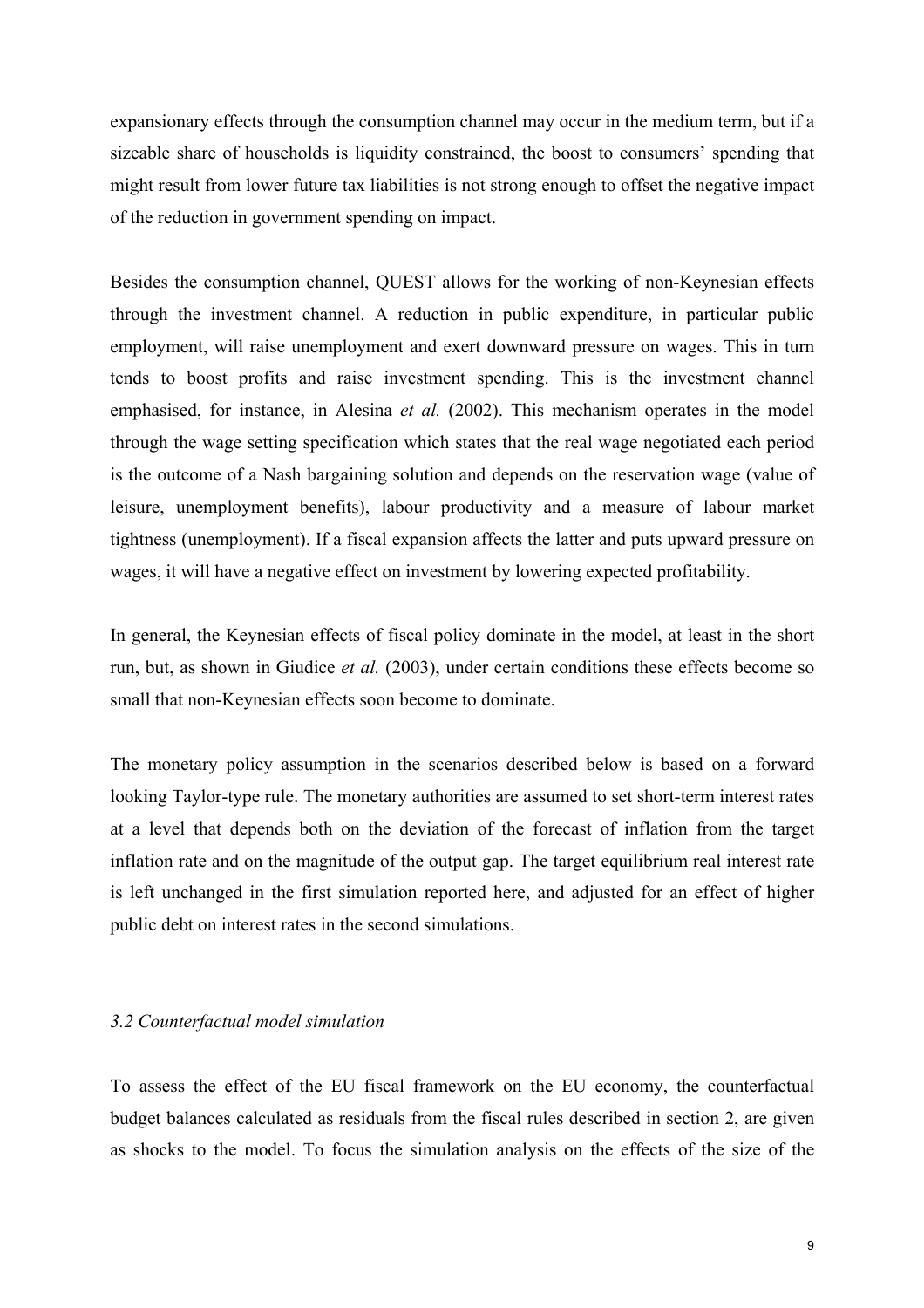expansionary effects through the consumption channel may occur in the medium term, but if a sizeable share of households is liquidity constrained, the boost to consumers' spending that might result from lower future tax liabilities is not strong enough to offset the negative impact of the reduction in government spending on impact.

Besides the consumption channel, QUEST allows for the working of non-Keynesian effects through the investment channel. A reduction in public expenditure, in particular public employment, will raise unemployment and exert downward pressure on wages. This in turn tends to boost profits and raise investment spending. This is the investment channel emphasised, for instance, in Alesina *et al.* (2002). This mechanism operates in the model through the wage setting specification which states that the real wage negotiated each period is the outcome of a Nash bargaining solution and depends on the reservation wage (value of leisure, unemployment benefits), labour productivity and a measure of labour market tightness (unemployment). If a fiscal expansion affects the latter and puts upward pressure on wages, it will have a negative effect on investment by lowering expected profitability.

In general, the Keynesian effects of fiscal policy dominate in the model, at least in the short run, but, as shown in Giudice *et al.* (2003), under certain conditions these effects become so small that non-Keynesian effects soon become to dominate.

The monetary policy assumption in the scenarios described below is based on a forward looking Taylor-type rule. The monetary authorities are assumed to set short-term interest rates at a level that depends both on the deviation of the forecast of inflation from the target inflation rate and on the magnitude of the output gap. The target equilibrium real interest rate is left unchanged in the first simulation reported here, and adjusted for an effect of higher public debt on interest rates in the second simulations.

### *3.2 Counterfactual model simulation*

To assess the effect of the EU fiscal framework on the EU economy, the counterfactual budget balances calculated as residuals from the fiscal rules described in section 2, are given as shocks to the model. To focus the simulation analysis on the effects of the size of the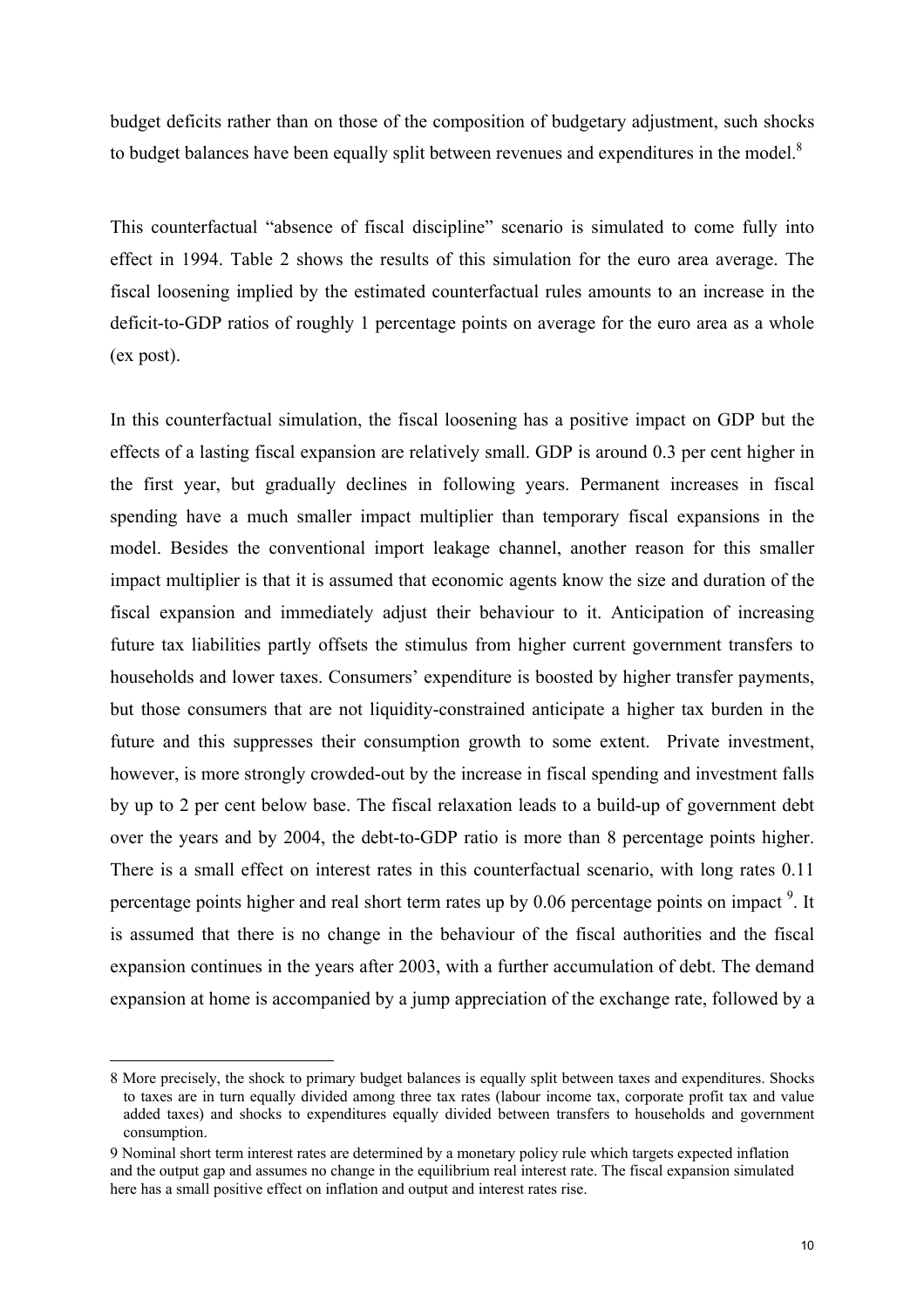budget deficits rather than on those of the composition of budgetary adjustment, such shocks to budget balances have been equally split between revenues and expenditures in the model.[8]

This counterfactual "absence of fiscal discipline" scenario is simulated to come fully into effect in 1994. Table 2 shows the results of this simulation for the euro area average. The fiscal loosening implied by the estimated counterfactual rules amounts to an increase in the deficit-to-GDP ratios of roughly 1 percentage points on average for the euro area as a whole (ex post).

In this counterfactual simulation, the fiscal loosening has a positive impact on GDP but the effects of a lasting fiscal expansion are relatively small. GDP is around 0.3 per cent higher in the first year, but gradually declines in following years. Permanent increases in fiscal spending have a much smaller impact multiplier than temporary fiscal expansions in the model. Besides the conventional import leakage channel, another reason for this smaller impact multiplier is that it is assumed that economic agents know the size and duration of the fiscal expansion and immediately adjust their behaviour to it. Anticipation of increasing future tax liabilities partly offsets the stimulus from higher current government transfers to households and lower taxes. Consumers' expenditure is boosted by higher transfer payments, but those consumers that are not liquidity-constrained anticipate a higher tax burden in the future and this suppresses their consumption growth to some extent. Private investment, however, is more strongly crowded-out by the increase in fiscal spending and investment falls by up to 2 per cent below base. The fiscal relaxation leads to a build-up of government debt over the years and by 2004, the debt-to-GDP ratio is more than 8 percentage points higher. There is a small effect on interest rates in this counterfactual scenario, with long rates 0.11 percentage points higher and real short term rates up by 0.06 percentage points on impact [9]. It is assumed that there is no change in the behaviour of the fiscal authorities and the fiscal expansion continues in the years after 2003, with a further accumulation of debt. The demand expansion at home is accompanied by a jump appreciation of the exchange rate, followed by a

---

8 More precisely, the shock to primary budget balances is equally split between taxes and expenditures. Shocks to taxes are in turn equally divided among three tax rates (labour income tax, corporate profit tax and value added taxes) and shocks to expenditures equally divided between transfers to households and government consumption.

9 Nominal short term interest rates are determined by a monetary policy rule which targets expected inflation and the output gap and assumes no change in the equilibrium real interest rate. The fiscal expansion simulated here has a small positive effect on inflation and output and interest rates rise.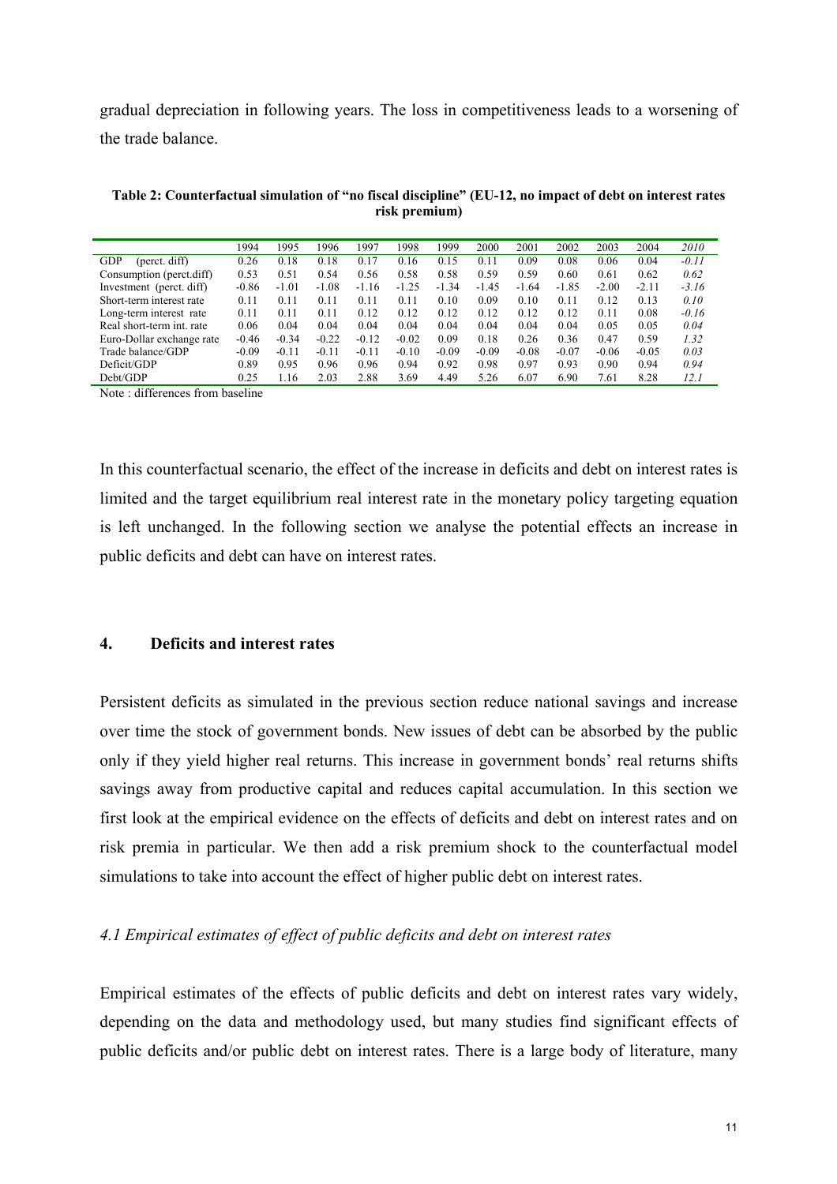gradual depreciation in following years. The loss in competitiveness leads to a worsening of the trade balance.

**Table 2: Counterfactual simulation of "no fiscal discipline" (EU-12, no impact of debt on interest rates risk premium)**

| | 1994 | 1995 | 1996 | 1997 | 1998 | 1999 | 2000 | 2001 | 2002 | 2003 | 2004 | *2010* |
|---|---|---|---|---|---|---|---|---|---|---|---|---|
| GDP (perct. diff) | 0.26 | 0.18 | 0.18 | 0.17 | 0.16 | 0.15 | 0.11 | 0.09 | 0.08 | 0.06 | 0.04 | *-0.11* |
| Consumption (perct.diff) | 0.53 | 0.51 | 0.54 | 0.56 | 0.58 | 0.58 | 0.59 | 0.59 | 0.60 | 0.61 | 0.62 | *0.62* |
| Investment (perct. diff) | -0.86 | -1.01 | -1.08 | -1.16 | -1.25 | -1.34 | -1.45 | -1.64 | -1.85 | -2.00 | -2.11 | *-3.16* |
| Short-term interest rate | 0.11 | 0.11 | 0.11 | 0.11 | 0.11 | 0.10 | 0.09 | 0.10 | 0.11 | 0.12 | 0.13 | *0.10* |
| Long-term interest rate | 0.11 | 0.11 | 0.11 | 0.12 | 0.12 | 0.12 | 0.12 | 0.12 | 0.12 | 0.11 | 0.08 | *-0.16* |
| Real short-term int. rate | 0.06 | 0.04 | 0.04 | 0.04 | 0.04 | 0.04 | 0.04 | 0.04 | 0.04 | 0.05 | 0.05 | *0.04* |
| Euro-Dollar exchange rate | -0.46 | -0.34 | -0.22 | -0.12 | -0.02 | 0.09 | 0.18 | 0.26 | 0.36 | 0.47 | 0.59 | *1.32* |
| Trade balance/GDP | -0.09 | -0.11 | -0.11 | -0.11 | -0.10 | -0.09 | -0.09 | -0.08 | -0.07 | -0.06 | -0.05 | *0.03* |
| Deficit/GDP | 0.89 | 0.95 | 0.96 | 0.96 | 0.94 | 0.92 | 0.98 | 0.97 | 0.93 | 0.90 | 0.94 | *0.94* |
| Debt/GDP | 0.25 | 1.16 | 2.03 | 2.88 | 3.69 | 4.49 | 5.26 | 6.07 | 6.90 | 7.61 | 8.28 | *12.1* |

Note : differences from baseline

In this counterfactual scenario, the effect of the increase in deficits and debt on interest rates is limited and the target equilibrium real interest rate in the monetary policy targeting equation is left unchanged. In the following section we analyse the potential effects an increase in public deficits and debt can have on interest rates.

## 4. Deficits and interest rates

Persistent deficits as simulated in the previous section reduce national savings and increase over time the stock of government bonds. New issues of debt can be absorbed by the public only if they yield higher real returns. This increase in government bonds' real returns shifts savings away from productive capital and reduces capital accumulation. In this section we first look at the empirical evidence on the effects of deficits and debt on interest rates and on risk premia in particular. We then add a risk premium shock to the counterfactual model simulations to take into account the effect of higher public debt on interest rates.

### *4.1 Empirical estimates of effect of public deficits and debt on interest rates*

Empirical estimates of the effects of public deficits and debt on interest rates vary widely, depending on the data and methodology used, but many studies find significant effects of public deficits and/or public debt on interest rates. There is a large body of literature, many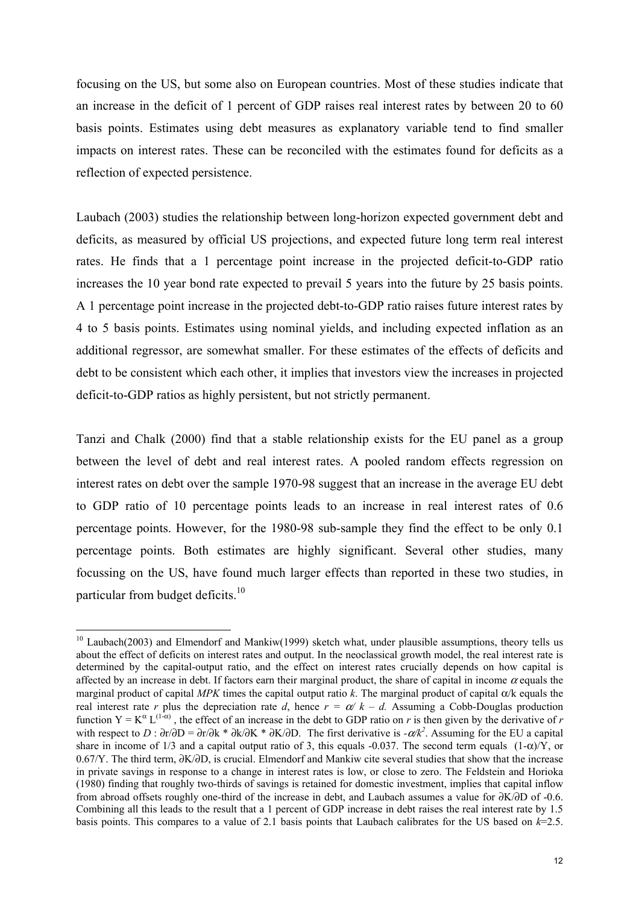focusing on the US, but some also on European countries. Most of these studies indicate that an increase in the deficit of 1 percent of GDP raises real interest rates by between 20 to 60 basis points. Estimates using debt measures as explanatory variable tend to find smaller impacts on interest rates. These can be reconciled with the estimates found for deficits as a reflection of expected persistence.

Laubach (2003) studies the relationship between long-horizon expected government debt and deficits, as measured by official US projections, and expected future long term real interest rates. He finds that a 1 percentage point increase in the projected deficit-to-GDP ratio increases the 10 year bond rate expected to prevail 5 years into the future by 25 basis points. A 1 percentage point increase in the projected debt-to-GDP ratio raises future interest rates by 4 to 5 basis points. Estimates using nominal yields, and including expected inflation as an additional regressor, are somewhat smaller. For these estimates of the effects of deficits and debt to be consistent which each other, it implies that investors view the increases in projected deficit-to-GDP ratios as highly persistent, but not strictly permanent.

Tanzi and Chalk (2000) find that a stable relationship exists for the EU panel as a group between the level of debt and real interest rates. A pooled random effects regression on interest rates on debt over the sample 1970-98 suggest that an increase in the average EU debt to GDP ratio of 10 percentage points leads to an increase in real interest rates of 0.6 percentage points. However, for the 1980-98 sub-sample they find the effect to be only 0.1 percentage points. Both estimates are highly significant. Several other studies, many focussing on the US, have found much larger effects than reported in these two studies, in particular from budget deficits.[10]

---

[10] Laubach(2003) and Elmendorf and Mankiw(1999) sketch what, under plausible assumptions, theory tells us about the effect of deficits on interest rates and output. In the neoclassical growth model, the real interest rate is determined by the capital-output ratio, and the effect on interest rates crucially depends on how capital is affected by an increase in debt. If factors earn their marginal product, the share of capital in income $\alpha$ equals the marginal product of capital *MPK* times the capital output ratio *k*. The marginal product of capital $\alpha/k$ equals the real interest rate *r* plus the depreciation rate *d*, hence $r = \alpha/k - d$. Assuming a Cobb-Douglas production function $Y = K^{\alpha} L^{(1-\alpha)}$, the effect of an increase in the debt to GDP ratio on *r* is then given by the derivative of *r* with respect to *D* : $\partial r/\partial D = \partial r/\partial k * \partial k/\partial K * \partial K/\partial D$. The first derivative is $-\alpha/k^2$. Assuming for the EU a capital share in income of 1/3 and a capital output ratio of 3, this equals -0.037. The second term equals $(1-\alpha)/Y$, or $0.67/Y$. The third term, $\partial K/\partial D$, is crucial. Elmendorf and Mankiw cite several studies that show that the increase in private savings in response to a change in interest rates is low, or close to zero. The Feldstein and Horioka (1980) finding that roughly two-thirds of savings is retained for domestic investment, implies that capital inflow from abroad offsets roughly one-third of the increase in debt, and Laubach assumes a value for $\partial K/\partial D$ of -0.6. Combining all this leads to the result that a 1 percent of GDP increase in debt raises the real interest rate by 1.5 basis points. This compares to a value of 2.1 basis points that Laubach calibrates for the US based on *k*=2.5.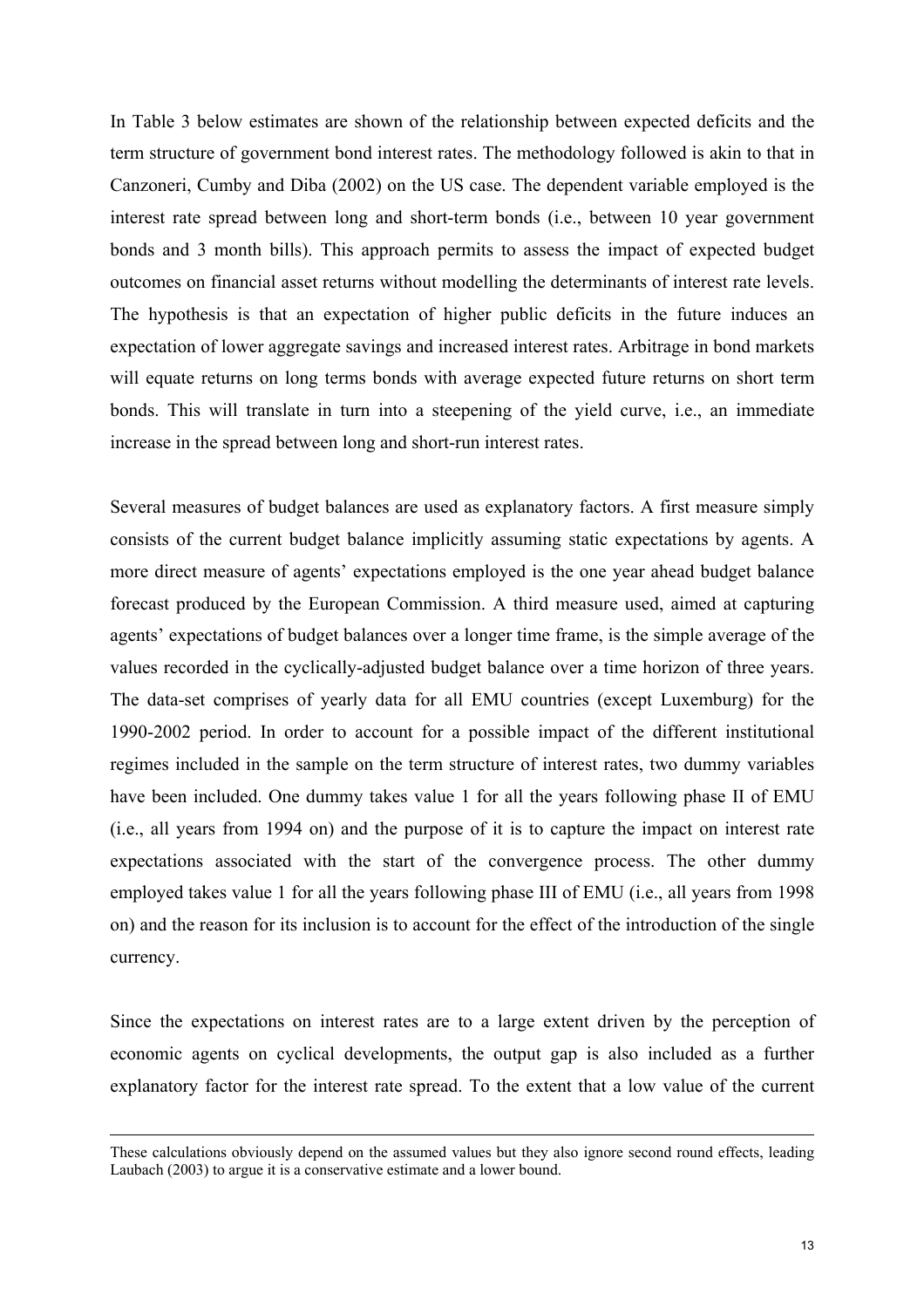In Table 3 below estimates are shown of the relationship between expected deficits and the term structure of government bond interest rates. The methodology followed is akin to that in Canzoneri, Cumby and Diba (2002) on the US case. The dependent variable employed is the interest rate spread between long and short-term bonds (i.e., between 10 year government bonds and 3 month bills). This approach permits to assess the impact of expected budget outcomes on financial asset returns without modelling the determinants of interest rate levels. The hypothesis is that an expectation of higher public deficits in the future induces an expectation of lower aggregate savings and increased interest rates. Arbitrage in bond markets will equate returns on long terms bonds with average expected future returns on short term bonds. This will translate in turn into a steepening of the yield curve, i.e., an immediate increase in the spread between long and short-run interest rates.

Several measures of budget balances are used as explanatory factors. A first measure simply consists of the current budget balance implicitly assuming static expectations by agents. A more direct measure of agents' expectations employed is the one year ahead budget balance forecast produced by the European Commission. A third measure used, aimed at capturing agents' expectations of budget balances over a longer time frame, is the simple average of the values recorded in the cyclically-adjusted budget balance over a time horizon of three years. The data-set comprises of yearly data for all EMU countries (except Luxemburg) for the 1990-2002 period. In order to account for a possible impact of the different institutional regimes included in the sample on the term structure of interest rates, two dummy variables have been included. One dummy takes value 1 for all the years following phase II of EMU (i.e., all years from 1994 on) and the purpose of it is to capture the impact on interest rate expectations associated with the start of the convergence process. The other dummy employed takes value 1 for all the years following phase III of EMU (i.e., all years from 1998 on) and the reason for its inclusion is to account for the effect of the introduction of the single currency.

Since the expectations on interest rates are to a large extent driven by the perception of economic agents on cyclical developments, the output gap is also included as a further explanatory factor for the interest rate spread. To the extent that a low value of the current

---

These calculations obviously depend on the assumed values but they also ignore second round effects, leading Laubach (2003) to argue it is a conservative estimate and a lower bound.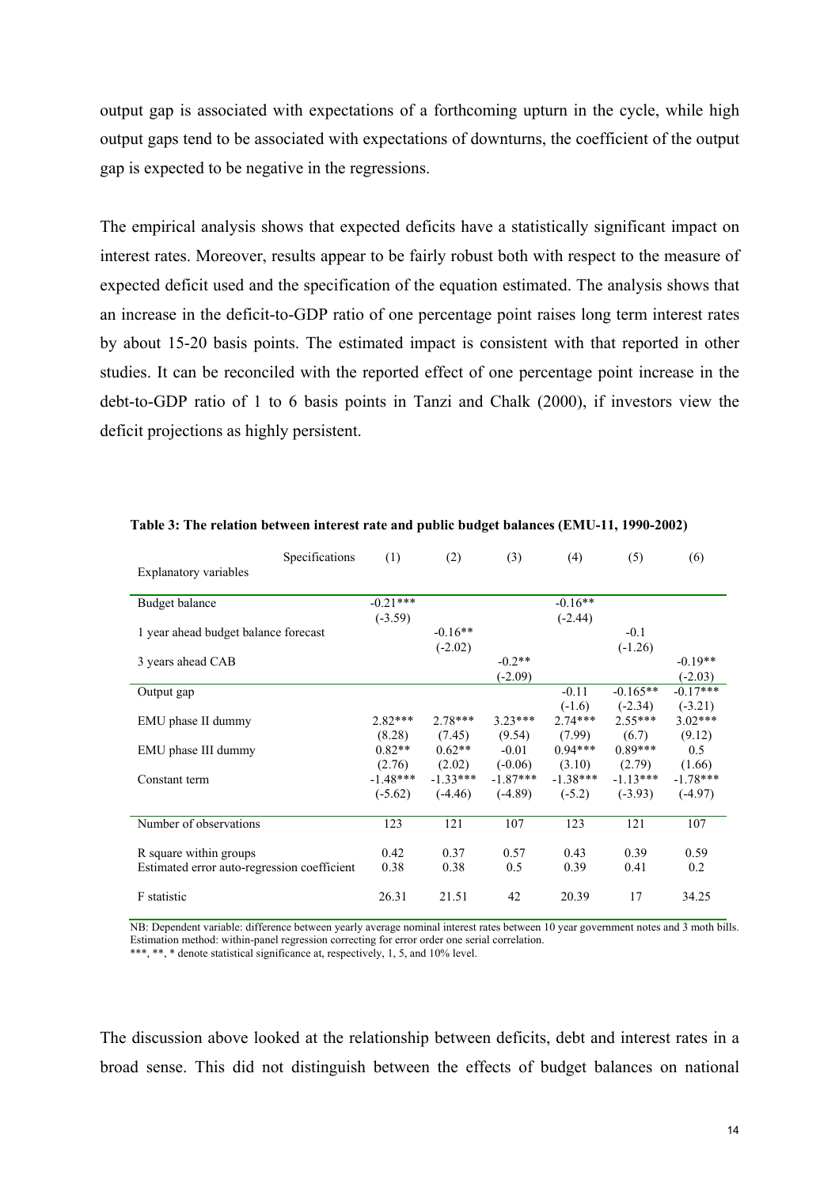output gap is associated with expectations of a forthcoming upturn in the cycle, while high output gaps tend to be associated with expectations of downturns, the coefficient of the output gap is expected to be negative in the regressions.

The empirical analysis shows that expected deficits have a statistically significant impact on interest rates. Moreover, results appear to be fairly robust both with respect to the measure of expected deficit used and the specification of the equation estimated. The analysis shows that an increase in the deficit-to-GDP ratio of one percentage point raises long term interest rates by about 15-20 basis points. The estimated impact is consistent with that reported in other studies. It can be reconciled with the reported effect of one percentage point increase in the debt-to-GDP ratio of 1 to 6 basis points in Tanzi and Chalk (2000), if investors view the deficit projections as highly persistent.

**Table 3: The relation between interest rate and public budget balances (EMU-11, 1990-2002)**

| Explanatory variables / Specifications | (1) | (2) | (3) | (4) | (5) | (6) |
|---|---|---|---|---|---|---|
| Budget balance | -0.21*** | | | -0.16** | | |
| | (-3.59) | | | (-2.44) | | |
| 1 year ahead budget balance forecast | | -0.16** | | | -0.1 | |
| | | (-2.02) | | | (-1.26) | |
| 3 years ahead CAB | | | -0.2** | | | -0.19** |
| | | | (-2.09) | | | (-2.03) |
| Output gap | | | | -0.11 | -0.165** | -0.17*** |
| | | | | (-1.6) | (-2.34) | (-3.21) |
| EMU phase II dummy | 2.82*** | 2.78*** | 3.23*** | 2.74*** | 2.55*** | 3.02*** |
| | (8.28) | (7.45) | (9.54) | (7.99) | (6.7) | (9.12) |
| EMU phase III dummy | 0.82** | 0.62** | -0.01 | 0.94*** | 0.89*** | 0.5 |
| | (2.76) | (2.02) | (-0.06) | (3.10) | (2.79) | (1.66) |
| Constant term | -1.48*** | -1.33*** | -1.87*** | -1.38*** | -1.13*** | -1.78*** |
| | (-5.62) | (-4.46) | (-4.89) | (-5.2) | (-3.93) | (-4.97) |
| Number of observations | 123 | 121 | 107 | 123 | 121 | 107 |
| R square within groups | 0.42 | 0.37 | 0.57 | 0.43 | 0.39 | 0.59 |
| Estimated error auto-regression coefficient | 0.38 | 0.38 | 0.5 | 0.39 | 0.41 | 0.2 |
| F statistic | 26.31 | 21.51 | 42 | 20.39 | 17 | 34.25 |

NB: Dependent variable: difference between yearly average nominal interest rates between 10 year government notes and 3 moth bills. Estimation method: within-panel regression correcting for error order one serial correlation.
***, **, * denote statistical significance at, respectively, 1, 5, and 10% level.

The discussion above looked at the relationship between deficits, debt and interest rates in a broad sense. This did not distinguish between the effects of budget balances on national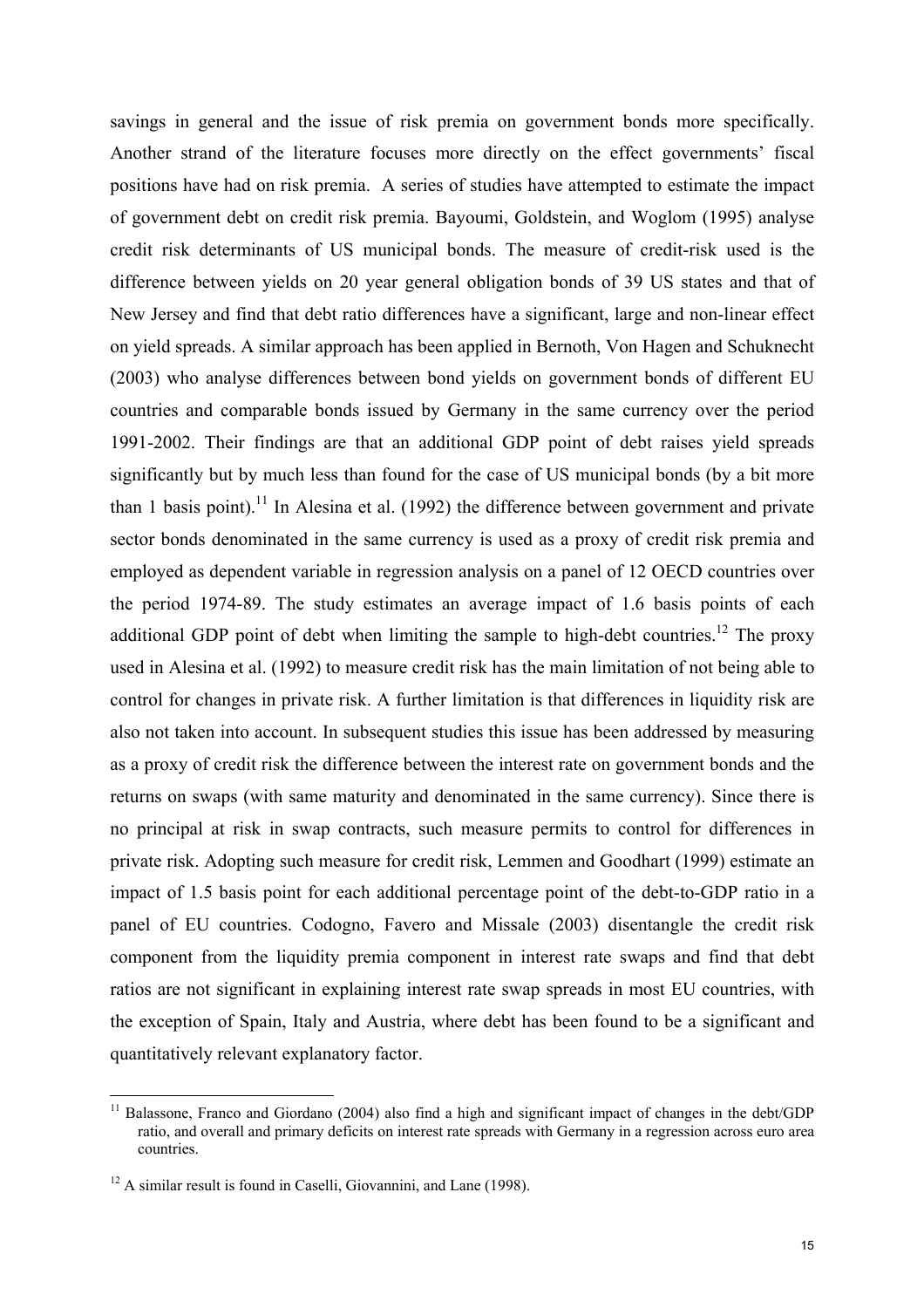savings in general and the issue of risk premia on government bonds more specifically. Another strand of the literature focuses more directly on the effect governments' fiscal positions have had on risk premia. A series of studies have attempted to estimate the impact of government debt on credit risk premia. Bayoumi, Goldstein, and Woglom (1995) analyse credit risk determinants of US municipal bonds. The measure of credit-risk used is the difference between yields on 20 year general obligation bonds of 39 US states and that of New Jersey and find that debt ratio differences have a significant, large and non-linear effect on yield spreads. A similar approach has been applied in Bernoth, Von Hagen and Schuknecht (2003) who analyse differences between bond yields on government bonds of different EU countries and comparable bonds issued by Germany in the same currency over the period 1991-2002. Their findings are that an additional GDP point of debt raises yield spreads significantly but by much less than found for the case of US municipal bonds (by a bit more than 1 basis point).[11] In Alesina et al. (1992) the difference between government and private sector bonds denominated in the same currency is used as a proxy of credit risk premia and employed as dependent variable in regression analysis on a panel of 12 OECD countries over the period 1974-89. The study estimates an average impact of 1.6 basis points of each additional GDP point of debt when limiting the sample to high-debt countries.[12] The proxy used in Alesina et al. (1992) to measure credit risk has the main limitation of not being able to control for changes in private risk. A further limitation is that differences in liquidity risk are also not taken into account. In subsequent studies this issue has been addressed by measuring as a proxy of credit risk the difference between the interest rate on government bonds and the returns on swaps (with same maturity and denominated in the same currency). Since there is no principal at risk in swap contracts, such measure permits to control for differences in private risk. Adopting such measure for credit risk, Lemmen and Goodhart (1999) estimate an impact of 1.5 basis point for each additional percentage point of the debt-to-GDP ratio in a panel of EU countries. Codogno, Favero and Missale (2003) disentangle the credit risk component from the liquidity premia component in interest rate swaps and find that debt ratios are not significant in explaining interest rate swap spreads in most EU countries, with the exception of Spain, Italy and Austria, where debt has been found to be a significant and quantitatively relevant explanatory factor.

[11] Balassone, Franco and Giordano (2004) also find a high and significant impact of changes in the debt/GDP ratio, and overall and primary deficits on interest rate spreads with Germany in a regression across euro area countries.

[12] A similar result is found in Caselli, Giovannini, and Lane (1998).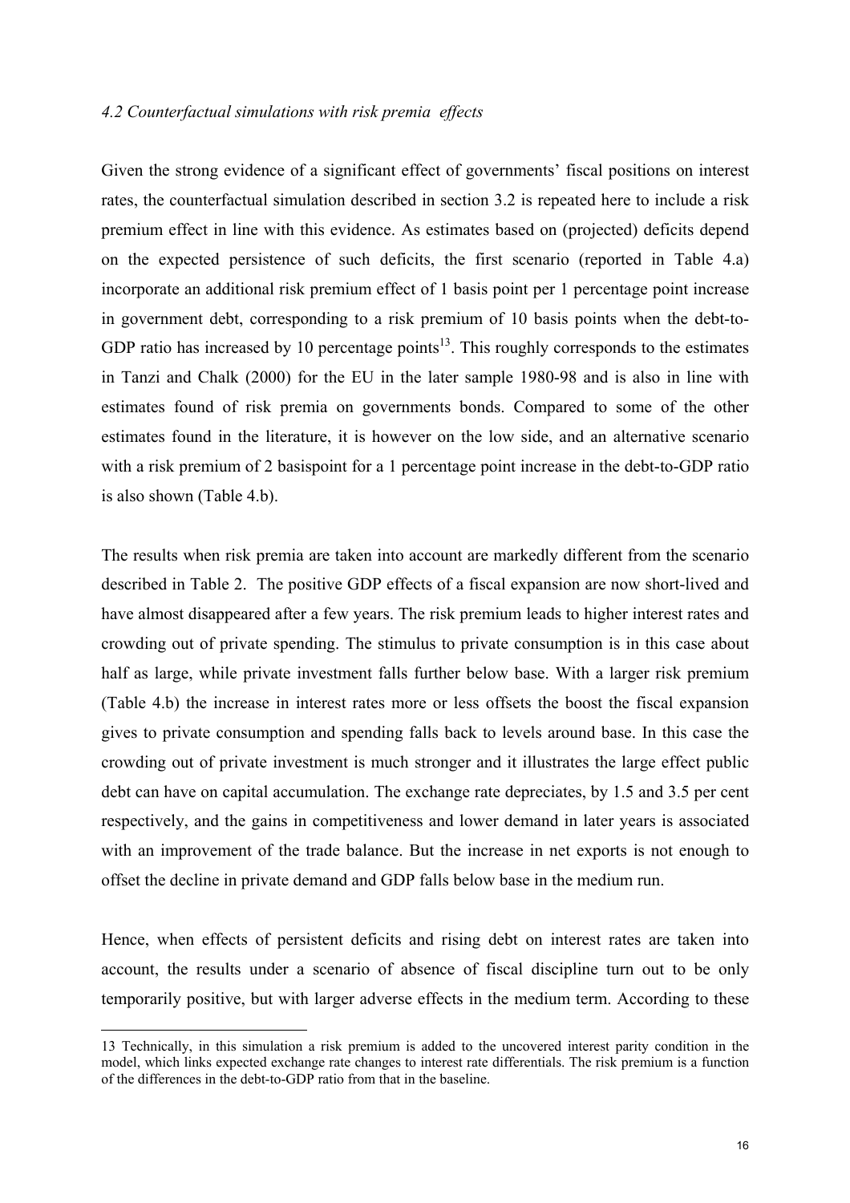*4.2 Counterfactual simulations with risk premia effects*

Given the strong evidence of a significant effect of governments' fiscal positions on interest rates, the counterfactual simulation described in section 3.2 is repeated here to include a risk premium effect in line with this evidence. As estimates based on (projected) deficits depend on the expected persistence of such deficits, the first scenario (reported in Table 4.a) incorporate an additional risk premium effect of 1 basis point per 1 percentage point increase in government debt, corresponding to a risk premium of 10 basis points when the debt-to-GDP ratio has increased by 10 percentage points[13]. This roughly corresponds to the estimates in Tanzi and Chalk (2000) for the EU in the later sample 1980-98 and is also in line with estimates found of risk premia on governments bonds. Compared to some of the other estimates found in the literature, it is however on the low side, and an alternative scenario with a risk premium of 2 basispoint for a 1 percentage point increase in the debt-to-GDP ratio is also shown (Table 4.b).

The results when risk premia are taken into account are markedly different from the scenario described in Table 2. The positive GDP effects of a fiscal expansion are now short-lived and have almost disappeared after a few years. The risk premium leads to higher interest rates and crowding out of private spending. The stimulus to private consumption is in this case about half as large, while private investment falls further below base. With a larger risk premium (Table 4.b) the increase in interest rates more or less offsets the boost the fiscal expansion gives to private consumption and spending falls back to levels around base. In this case the crowding out of private investment is much stronger and it illustrates the large effect public debt can have on capital accumulation. The exchange rate depreciates, by 1.5 and 3.5 per cent respectively, and the gains in competitiveness and lower demand in later years is associated with an improvement of the trade balance. But the increase in net exports is not enough to offset the decline in private demand and GDP falls below base in the medium run.

Hence, when effects of persistent deficits and rising debt on interest rates are taken into account, the results under a scenario of absence of fiscal discipline turn out to be only temporarily positive, but with larger adverse effects in the medium term. According to these

[13] Technically, in this simulation a risk premium is added to the uncovered interest parity condition in the model, which links expected exchange rate changes to interest rate differentials. The risk premium is a function of the differences in the debt-to-GDP ratio from that in the baseline.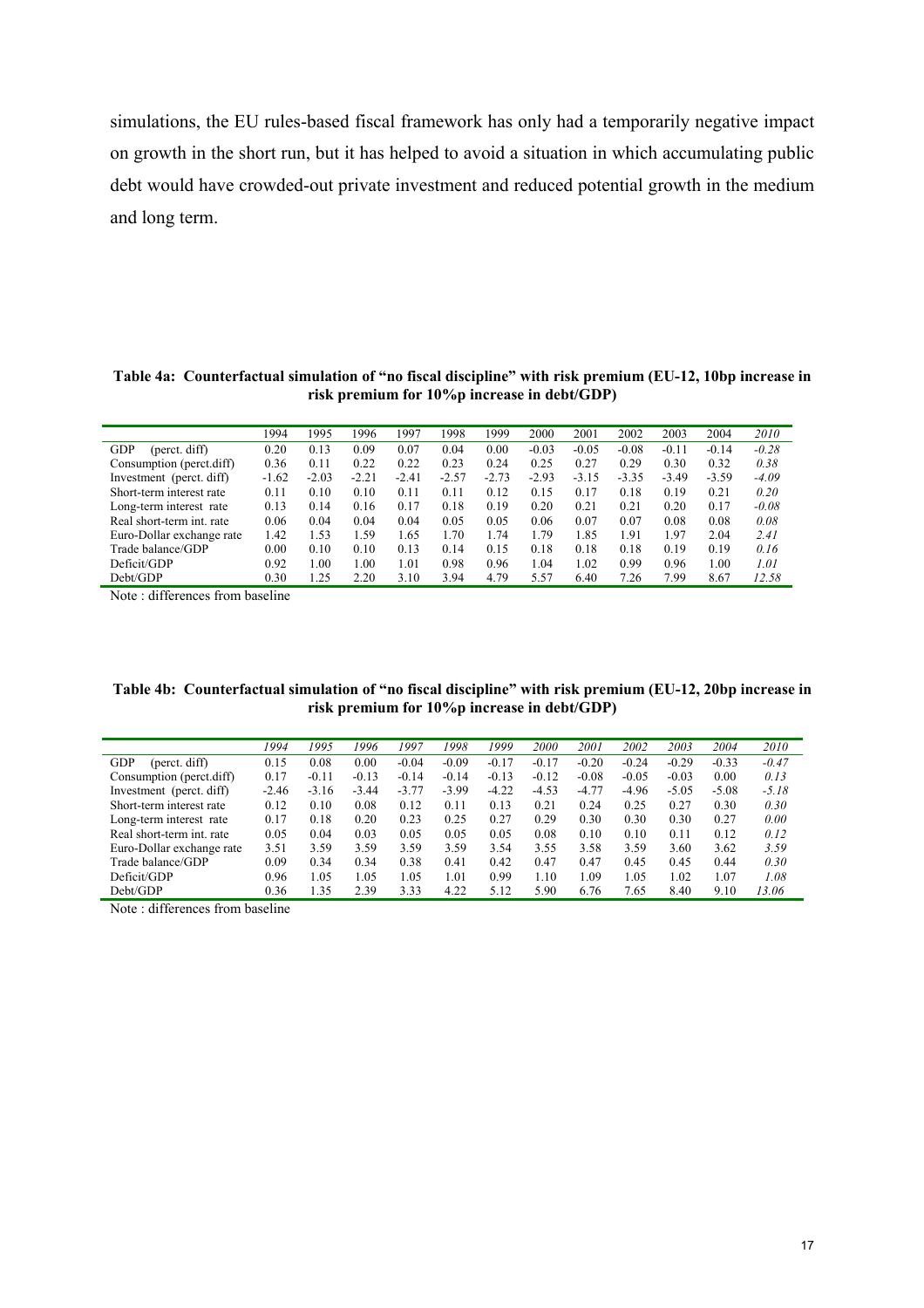simulations, the EU rules-based fiscal framework has only had a temporarily negative impact on growth in the short run, but it has helped to avoid a situation in which accumulating public debt would have crowded-out private investment and reduced potential growth in the medium and long term.

**Table 4a: Counterfactual simulation of "no fiscal discipline" with risk premium (EU-12, 10bp increase in risk premium for 10%p increase in debt/GDP)**

| | 1994 | 1995 | 1996 | 1997 | 1998 | 1999 | 2000 | 2001 | 2002 | 2003 | 2004 | *2010* |
|---|---|---|---|---|---|---|---|---|---|---|---|---|
| GDP (perct. diff) | 0.20 | 0.13 | 0.09 | 0.07 | 0.04 | 0.00 | -0.03 | -0.05 | -0.08 | -0.11 | -0.14 | *-0.28* |
| Consumption (perct.diff) | 0.36 | 0.11 | 0.22 | 0.22 | 0.23 | 0.24 | 0.25 | 0.27 | 0.29 | 0.30 | 0.32 | *0.38* |
| Investment (perct. diff) | -1.62 | -2.03 | -2.21 | -2.41 | -2.57 | -2.73 | -2.93 | -3.15 | -3.35 | -3.49 | -3.59 | *-4.09* |
| Short-term interest rate | 0.11 | 0.10 | 0.10 | 0.11 | 0.11 | 0.12 | 0.15 | 0.17 | 0.18 | 0.19 | 0.21 | *0.20* |
| Long-term interest rate | 0.13 | 0.14 | 0.16 | 0.17 | 0.18 | 0.19 | 0.20 | 0.21 | 0.21 | 0.20 | 0.17 | *-0.08* |
| Real short-term int. rate | 0.06 | 0.04 | 0.04 | 0.04 | 0.05 | 0.05 | 0.06 | 0.07 | 0.07 | 0.08 | 0.08 | *0.08* |
| Euro-Dollar exchange rate | 1.42 | 1.53 | 1.59 | 1.65 | 1.70 | 1.74 | 1.79 | 1.85 | 1.91 | 1.97 | 2.04 | *2.41* |
| Trade balance/GDP | 0.00 | 0.10 | 0.10 | 0.13 | 0.14 | 0.15 | 0.18 | 0.18 | 0.18 | 0.19 | 0.19 | *0.16* |
| Deficit/GDP | 0.92 | 1.00 | 1.00 | 1.01 | 0.98 | 0.96 | 1.04 | 1.02 | 0.99 | 0.96 | 1.00 | *1.01* |
| Debt/GDP | 0.30 | 1.25 | 2.20 | 3.10 | 3.94 | 4.79 | 5.57 | 6.40 | 7.26 | 7.99 | 8.67 | *12.58* |

Note : differences from baseline

**Table 4b: Counterfactual simulation of "no fiscal discipline" with risk premium (EU-12, 20bp increase in risk premium for 10%p increase in debt/GDP)**

| | *1994* | *1995* | *1996* | *1997* | *1998* | *1999* | *2000* | *2001* | *2002* | *2003* | *2004* | *2010* |
|---|---|---|---|---|---|---|---|---|---|---|---|---|
| GDP (perct. diff) | 0.15 | 0.08 | 0.00 | -0.04 | -0.09 | -0.17 | -0.17 | -0.20 | -0.24 | -0.29 | -0.33 | *-0.47* |
| Consumption (perct.diff) | 0.17 | -0.11 | -0.13 | -0.14 | -0.14 | -0.13 | -0.12 | -0.08 | -0.05 | -0.03 | 0.00 | *0.13* |
| Investment (perct. diff) | -2.46 | -3.16 | -3.44 | -3.77 | -3.99 | -4.22 | -4.53 | -4.77 | -4.96 | -5.05 | -5.08 | *-5.18* |
| Short-term interest rate | 0.12 | 0.10 | 0.08 | 0.12 | 0.11 | 0.13 | 0.21 | 0.24 | 0.25 | 0.27 | 0.30 | *0.30* |
| Long-term interest rate | 0.17 | 0.18 | 0.20 | 0.23 | 0.25 | 0.27 | 0.29 | 0.30 | 0.30 | 0.30 | 0.27 | *0.00* |
| Real short-term int. rate | 0.05 | 0.04 | 0.03 | 0.05 | 0.05 | 0.05 | 0.08 | 0.10 | 0.10 | 0.11 | 0.12 | *0.12* |
| Euro-Dollar exchange rate | 3.51 | 3.59 | 3.59 | 3.59 | 3.59 | 3.54 | 3.55 | 3.58 | 3.59 | 3.60 | 3.62 | *3.59* |
| Trade balance/GDP | 0.09 | 0.34 | 0.34 | 0.38 | 0.41 | 0.42 | 0.47 | 0.47 | 0.45 | 0.45 | 0.44 | *0.30* |
| Deficit/GDP | 0.96 | 1.05 | 1.05 | 1.05 | 1.01 | 0.99 | 1.10 | 1.09 | 1.05 | 1.02 | 1.07 | *1.08* |
| Debt/GDP | 0.36 | 1.35 | 2.39 | 3.33 | 4.22 | 5.12 | 5.90 | 6.76 | 7.65 | 8.40 | 9.10 | *13.06* |

Note : differences from baseline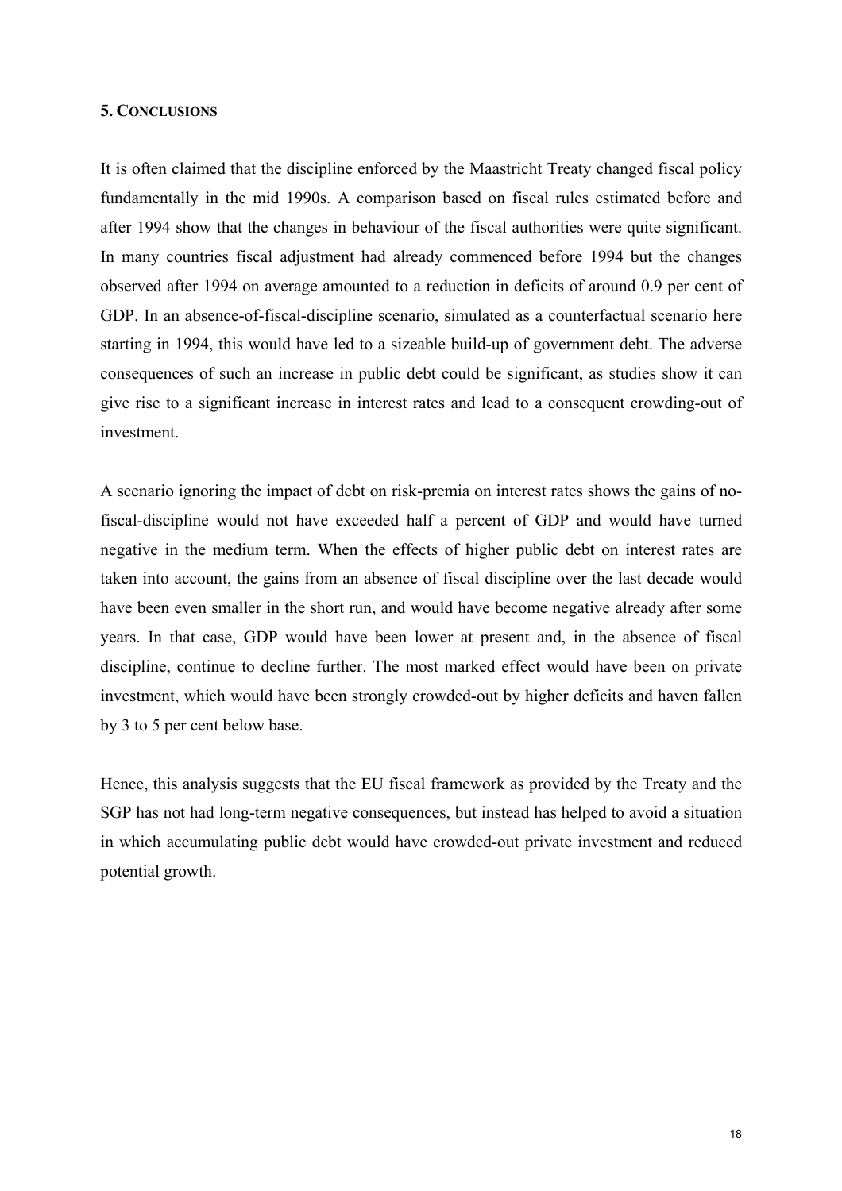## 5. CONCLUSIONS

It is often claimed that the discipline enforced by the Maastricht Treaty changed fiscal policy fundamentally in the mid 1990s. A comparison based on fiscal rules estimated before and after 1994 show that the changes in behaviour of the fiscal authorities were quite significant. In many countries fiscal adjustment had already commenced before 1994 but the changes observed after 1994 on average amounted to a reduction in deficits of around 0.9 per cent of GDP. In an absence-of-fiscal-discipline scenario, simulated as a counterfactual scenario here starting in 1994, this would have led to a sizeable build-up of government debt. The adverse consequences of such an increase in public debt could be significant, as studies show it can give rise to a significant increase in interest rates and lead to a consequent crowding-out of investment.

A scenario ignoring the impact of debt on risk-premia on interest rates shows the gains of no-fiscal-discipline would not have exceeded half a percent of GDP and would have turned negative in the medium term. When the effects of higher public debt on interest rates are taken into account, the gains from an absence of fiscal discipline over the last decade would have been even smaller in the short run, and would have become negative already after some years. In that case, GDP would have been lower at present and, in the absence of fiscal discipline, continue to decline further. The most marked effect would have been on private investment, which would have been strongly crowded-out by higher deficits and haven fallen by 3 to 5 per cent below base.

Hence, this analysis suggests that the EU fiscal framework as provided by the Treaty and the SGP has not had long-term negative consequences, but instead has helped to avoid a situation in which accumulating public debt would have crowded-out private investment and reduced potential growth.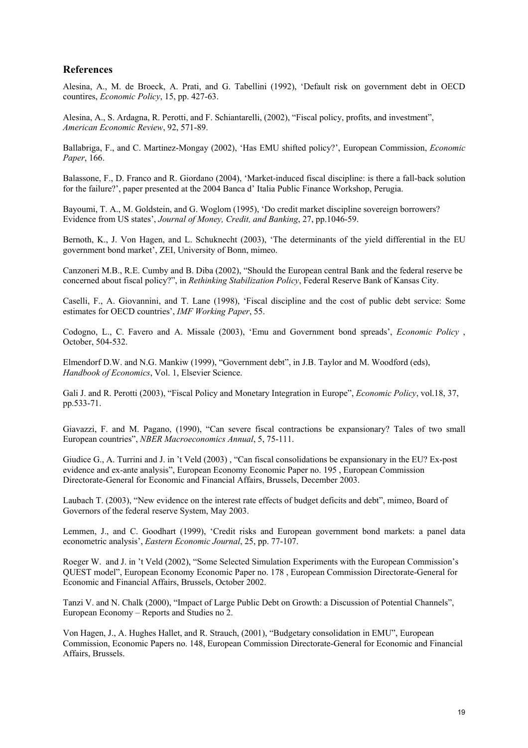## References

Alesina, A., M. de Broeck, A. Prati, and G. Tabellini (1992), 'Default risk on government debt in OECD countires, *Economic Policy*, 15, pp. 427-63.

Alesina, A., S. Ardagna, R. Perotti, and F. Schiantarelli, (2002), "Fiscal policy, profits, and investment", *American Economic Review*, 92, 571-89.

Ballabriga, F., and C. Martinez-Mongay (2002), 'Has EMU shifted policy?', European Commission, *Economic Paper*, 166.

Balassone, F., D. Franco and R. Giordano (2004), 'Market-induced fiscal discipline: is there a fall-back solution for the failure?', paper presented at the 2004 Banca d' Italia Public Finance Workshop, Perugia.

Bayoumi, T. A., M. Goldstein, and G. Woglom (1995), 'Do credit market discipline sovereign borrowers? Evidence from US states', *Journal of Money, Credit, and Banking*, 27, pp.1046-59.

Bernoth, K., J. Von Hagen, and L. Schuknecht (2003), 'The determinants of the yield differential in the EU government bond market', ZEI, University of Bonn, mimeo.

Canzoneri M.B., R.E. Cumby and B. Diba (2002), "Should the European central Bank and the federal reserve be concerned about fiscal policy?", in *Rethinking Stabilization Policy*, Federal Reserve Bank of Kansas City.

Caselli, F., A. Giovannini, and T. Lane (1998), 'Fiscal discipline and the cost of public debt service: Some estimates for OECD countries', *IMF Working Paper*, 55.

Codogno, L., C. Favero and A. Missale (2003), 'Emu and Government bond spreads', *Economic Policy* , October, 504-532.

Elmendorf D.W. and N.G. Mankiw (1999), "Government debt", in J.B. Taylor and M. Woodford (eds), *Handbook of Economics*, Vol. 1, Elsevier Science.

Gali J. and R. Perotti (2003), "Fiscal Policy and Monetary Integration in Europe", *Economic Policy*, vol.18, 37, pp.533-71.

Giavazzi, F. and M. Pagano, (1990), "Can severe fiscal contractions be expansionary? Tales of two small European countries", *NBER Macroeconomics Annual*, 5, 75-111.

Giudice G., A. Turrini and J. in 't Veld (2003) , "Can fiscal consolidations be expansionary in the EU? Ex-post evidence and ex-ante analysis", European Economy Economic Paper no. 195 , European Commission Directorate-General for Economic and Financial Affairs, Brussels, December 2003.

Laubach T. (2003), "New evidence on the interest rate effects of budget deficits and debt", mimeo, Board of Governors of the federal reserve System, May 2003.

Lemmen, J., and C. Goodhart (1999), 'Credit risks and European government bond markets: a panel data econometric analysis', *Eastern Economic Journal*, 25, pp. 77-107.

Roeger W. and J. in 't Veld (2002), "Some Selected Simulation Experiments with the European Commission's QUEST model", European Economy Economic Paper no. 178 , European Commission Directorate-General for Economic and Financial Affairs, Brussels, October 2002.

Tanzi V. and N. Chalk (2000), "Impact of Large Public Debt on Growth: a Discussion of Potential Channels", European Economy – Reports and Studies no 2.

Von Hagen, J., A. Hughes Hallet, and R. Strauch, (2001), "Budgetary consolidation in EMU", European Commission, Economic Papers no. 148, European Commission Directorate-General for Economic and Financial Affairs, Brussels.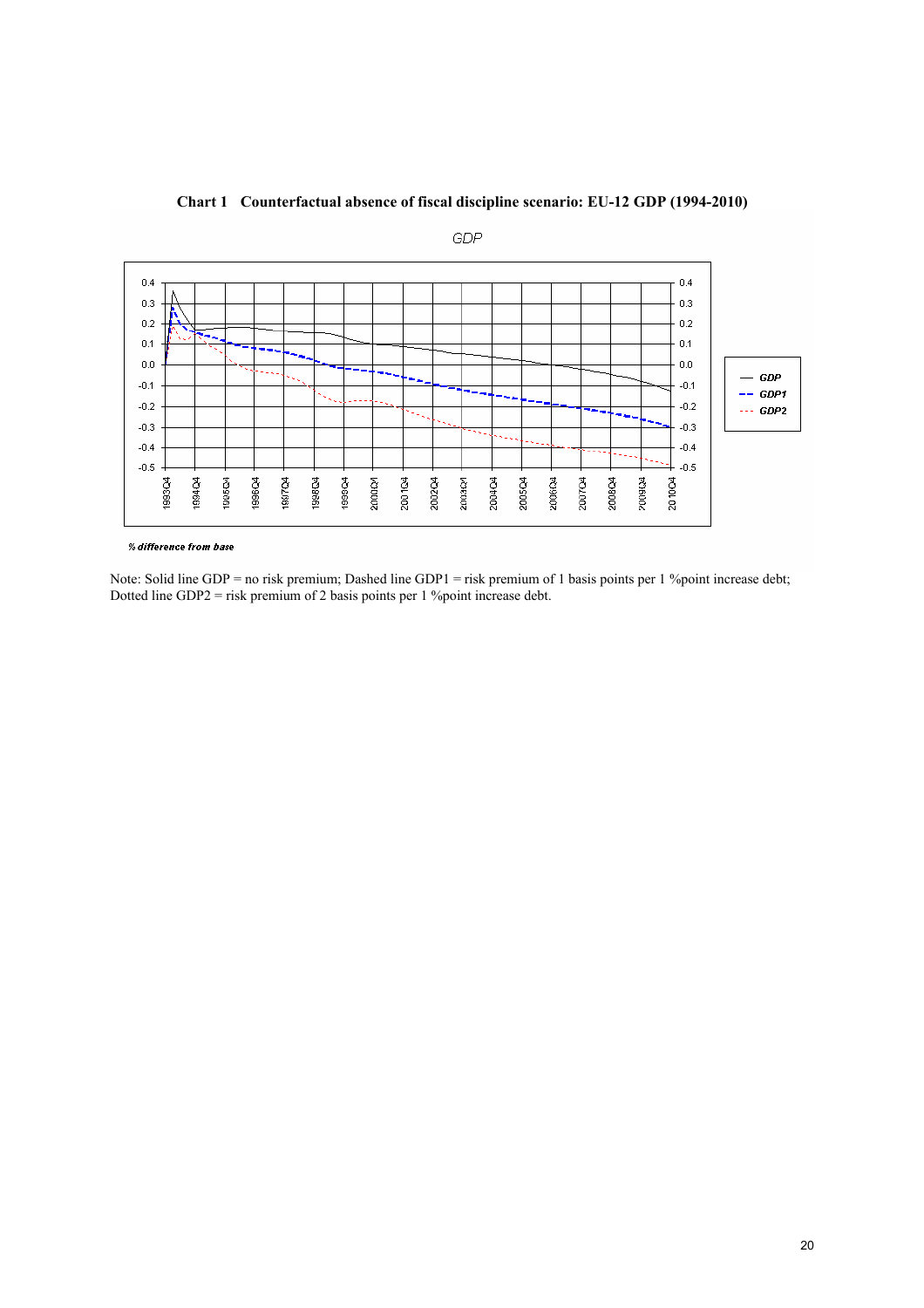**Chart 1 Counterfactual absence of fiscal discipline scenario: EU-12 GDP (1994-2010)**

Note: Solid line GDP = no risk premium; Dashed line GDP1 = risk premium of 1 basis points per 1 %point increase debt; Dotted line GDP2 = risk premium of 2 basis points per 1 %point increase debt.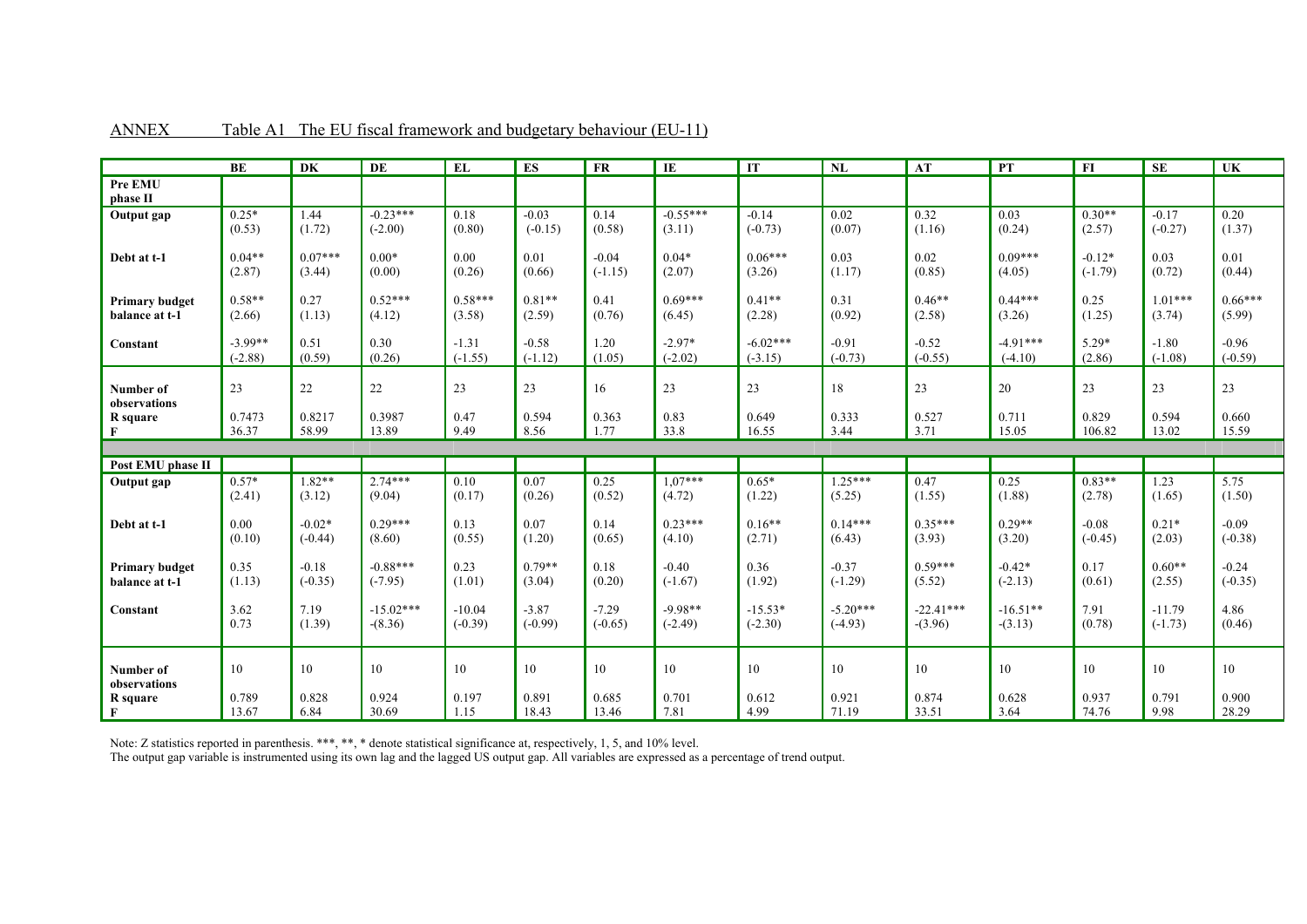ANNEX Table A1 The EU fiscal framework and budgetary behaviour (EU-11)

| | BE | DK | DE | EL | ES | FR | IE | IT | NL | AT | PT | FI | SE | UK |
|---|---|---|---|---|---|---|---|---|---|---|---|---|---|---|
| **Pre EMU phase II** | | | | | | | | | | | | | | |
| **Output gap** | 0.25* (0.53) | 1.44 (1.72) | -0.23*** (-2.00) | 0.18 (0.80) | -0.03 (-0.15) | 0.14 (0.58) | -0.55*** (3.11) | -0.14 (-0.73) | 0.02 (0.07) | 0.32 (1.16) | 0.03 (0.24) | 0.30** (2.57) | -0.17 (-0.27) | 0.20 (1.37) |
| **Debt at t-1** | 0.04** (2.87) | 0.07*** (3.44) | 0.00* (0.00) | 0.00 (0.26) | 0.01 (0.66) | -0.04 (-1.15) | 0.04* (2.07) | 0.06*** (3.26) | 0.03 (1.17) | 0.02 (0.85) | 0.09*** (4.05) | -0.12* (-1.79) | 0.03 (0.72) | 0.01 (0.44) |
| **Primary budget balance at t-1** | 0.58** (2.66) | 0.27 (1.13) | 0.52*** (4.12) | 0.58*** (3.58) | 0.81** (2.59) | 0.41 (0.76) | 0.69*** (6.45) | 0.41** (2.28) | 0.31 (0.92) | 0.46** (2.58) | 0.44*** (3.26) | 0.25 (1.25) | 1.01*** (3.74) | 0.66*** (5.99) |
| **Constant** | -3.99** (-2.88) | 0.51 (0.59) | 0.30 (0.26) | -1.31 (-1.55) | -0.58 (-1.12) | 1.20 (1.05) | -2.97* (-2.02) | -6.02*** (-3.15) | -0.91 (-0.73) | -0.52 (-0.55) | -4.91*** (-4.10) | 5.29* (2.86) | -1.80 (-1.08) | -0.96 (-0.59) |
| **Number of observations** | 23 | 22 | 22 | 23 | 23 | 16 | 23 | 23 | 18 | 23 | 20 | 23 | 23 | 23 |
| **R square** | 0.7473 | 0.8217 | 0.3987 | 0.47 | 0.594 | 0.363 | 0.83 | 0.649 | 0.333 | 0.527 | 0.711 | 0.829 | 0.594 | 0.660 |
| **F** | 36.37 | 58.99 | 13.89 | 9.49 | 8.56 | 1.77 | 33.8 | 16.55 | 3.44 | 3.71 | 15.05 | 106.82 | 13.02 | 15.59 |
| **Post EMU phase II** | | | | | | | | | | | | | | |
| **Output gap** | 0.57* (2.41) | 1.82** (3.12) | 2.74*** (9.04) | 0.10 (0.17) | 0.07 (0.26) | 0.25 (0.52) | 1,07*** (4.72) | 0.65* (1.22) | 1.25*** (5.25) | 0.47 (1.55) | 0.25 (1.88) | 0.83** (2.78) | 1.23 (1.65) | 5.75 (1.50) |
| **Debt at t-1** | 0.00 (0.10) | -0.02* (-0.44) | 0.29*** (8.60) | 0.13 (0.55) | 0.07 (1.20) | 0.14 (0.65) | 0.23*** (4.10) | 0.16** (2.71) | 0.14*** (6.43) | 0.35*** (3.93) | 0.29** (3.20) | -0.08 (-0.45) | 0.21* (2.03) | -0.09 (-0.38) |
| **Primary budget balance at t-1** | 0.35 (1.13) | -0.18 (-0.35) | -0.88*** (-7.95) | 0.23 (1.01) | 0.79** (3.04) | 0.18 (0.20) | -0.40 (-1.67) | 0.36 (1.92) | -0.37 (-1.29) | 0.59*** (5.52) | -0.42* (-2.13) | 0.17 (0.61) | 0.60** (2.55) | -0.24 (-0.35) |
| **Constant** | 3.62 0.73 | 7.19 (1.39) | -15.02*** -(8.36) | -10.04 (-0.39) | -3.87 (-0.99) | -7.29 (-0.65) | -9.98** (-2.49) | -15.53* (-2.30) | -5.20*** (-4.93) | -22.41*** (-3.96) | -16.51** -(3.13) | 7.91 (0.78) | -11.79 (-1.73) | 4.86 (0.46) |
| **Number of observations** | 10 | 10 | 10 | 10 | 10 | 10 | 10 | 10 | 10 | 10 | 10 | 10 | 10 | 10 |
| **R square** | 0.789 | 0.828 | 0.924 | 0.197 | 0.891 | 0.685 | 0.701 | 0.612 | 0.921 | 0.874 | 0.628 | 0.937 | 0.791 | 0.900 |
| **F** | 13.67 | 6.84 | 30.69 | 1.15 | 18.43 | 13.46 | 7.81 | 4.99 | 71.19 | 33.51 | 3.64 | 74.76 | 9.98 | 28.29 |

Note: Z statistics reported in parenthesis. ***, **, * denote statistical significance at, respectively, 1, 5, and 10% level.
The output gap variable is instrumented using its own lag and the lagged US output gap. All variables are expressed as a percentage of trend output.